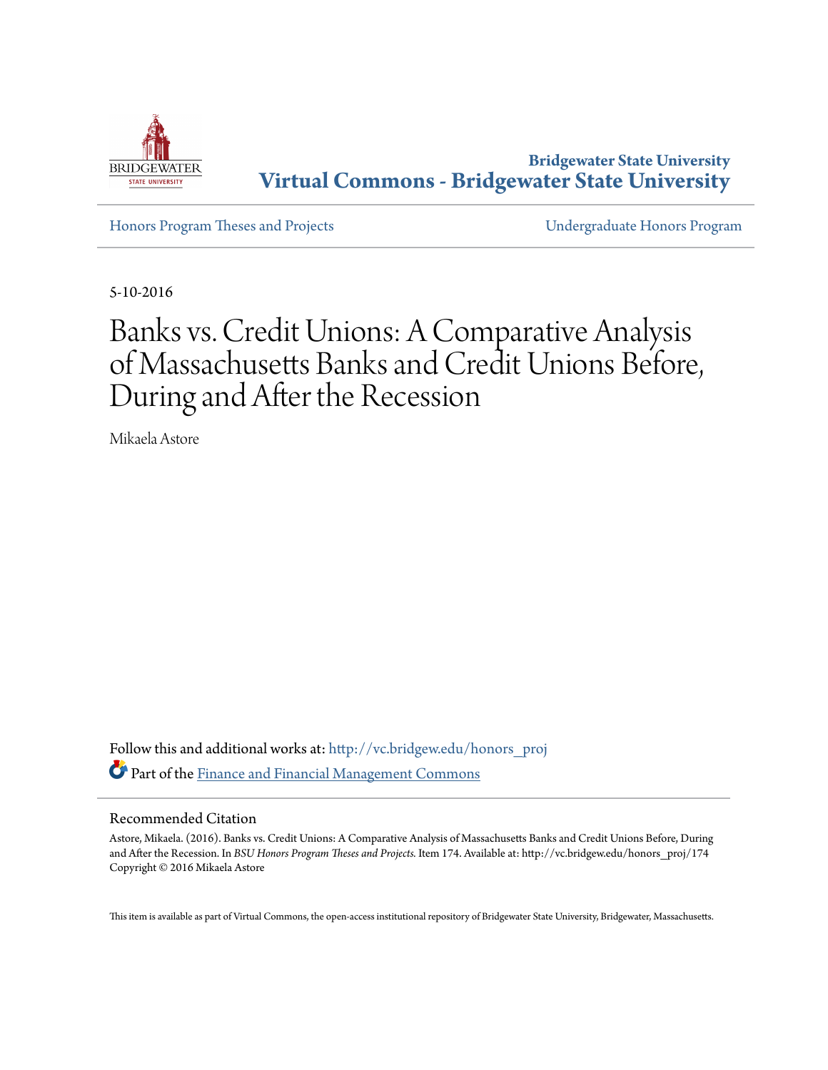Bridgewater State University

**Virtual Commons - Bridgewater State University**

Honors Program Theses and Projects

Undergraduate Honors Program

5-10-2016

# Banks vs. Credit Unions: A Comparative Analysis of Massachusetts Banks and Credit Unions Before, During and After the Recession

Mikaela Astore

Follow this and additional works at: http://vc.bridgew.edu/honors_proj

Part of the Finance and Financial Management Commons

## Recommended Citation

Astore, Mikaela. (2016). Banks vs. Credit Unions: A Comparative Analysis of Massachusetts Banks and Credit Unions Before, During and After the Recession. In *BSU Honors Program Theses and Projects.* Item 174. Available at: http://vc.bridgew.edu/honors_proj/174

Copyright © 2016 Mikaela Astore

This item is available as part of Virtual Commons, the open-access institutional repository of Bridgewater State University, Bridgewater, Massachusetts.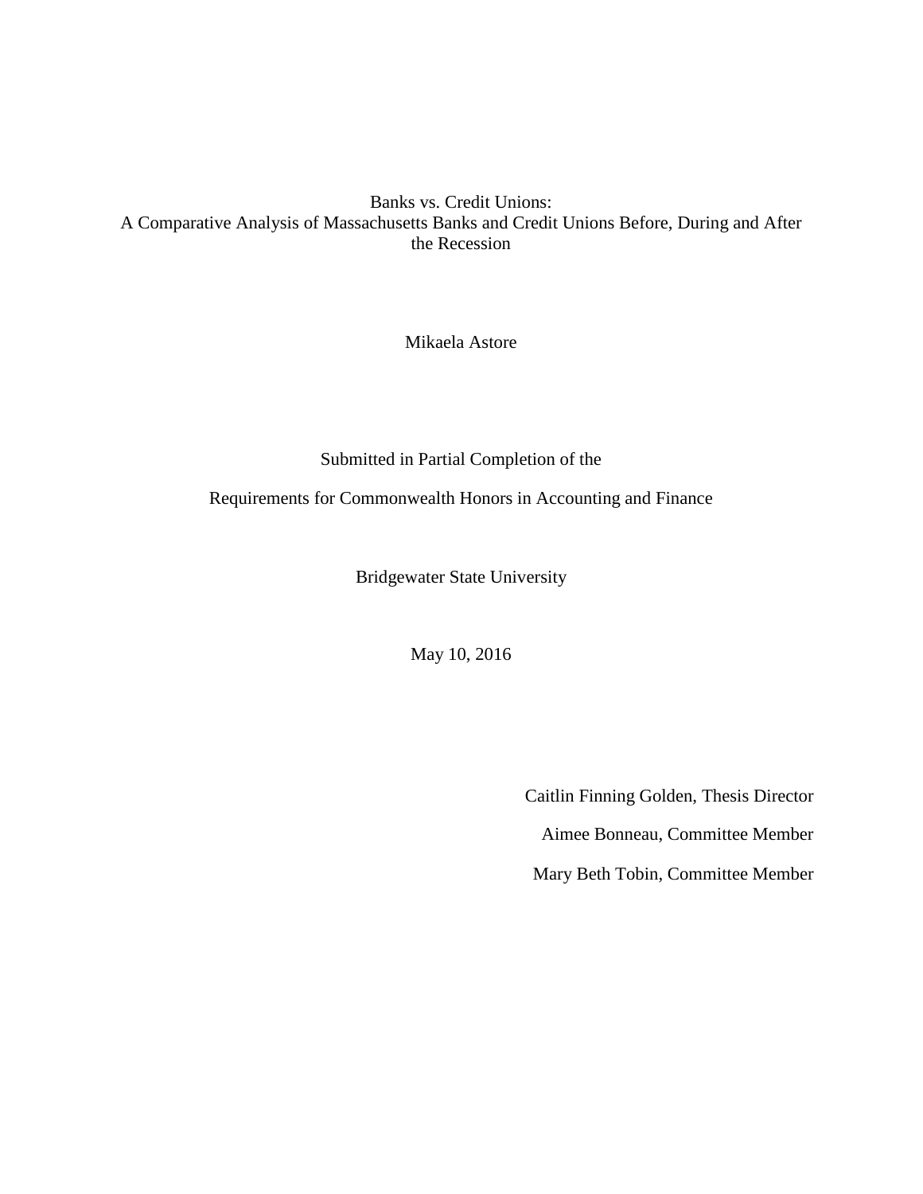# Banks vs. Credit Unions:
# A Comparative Analysis of Massachusetts Banks and Credit Unions Before, During and After the Recession

Mikaela Astore

Submitted in Partial Completion of the

Requirements for Commonwealth Honors in Accounting and Finance

Bridgewater State University

May 10, 2016

Caitlin Finning Golden, Thesis Director

Aimee Bonneau, Committee Member

Mary Beth Tobin, Committee Member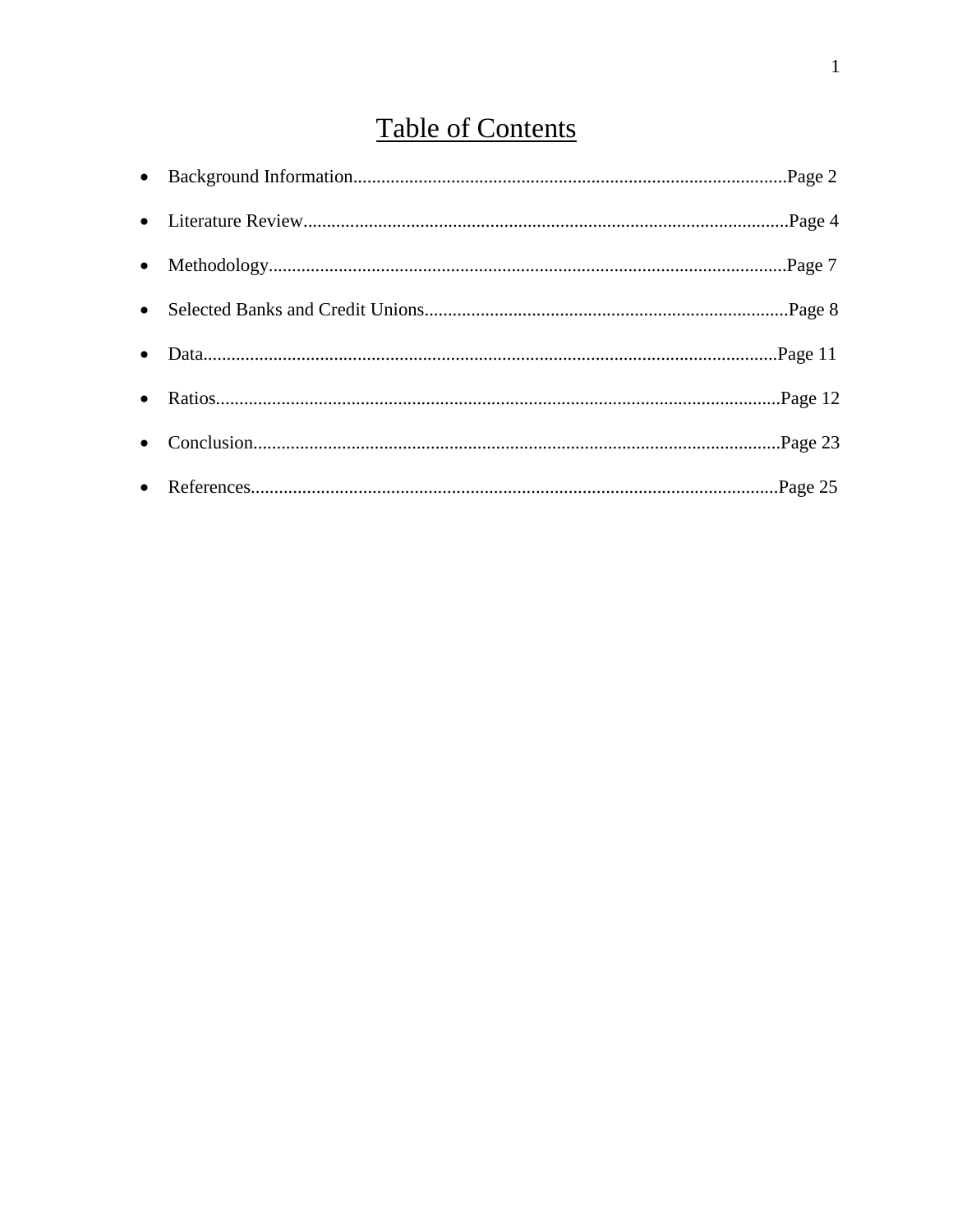# Table of Contents

- Background Information.............................................................................................Page 2
- Literature Review........................................................................................................Page 4
- Methodology..............................................................................................................Page 7
- Selected Banks and Credit Unions..............................................................................Page 8
- Data...........................................................................................................................Page 11
- Ratios.........................................................................................................................Page 12
- Conclusion.................................................................................................................Page 23
- References.................................................................................................................Page 25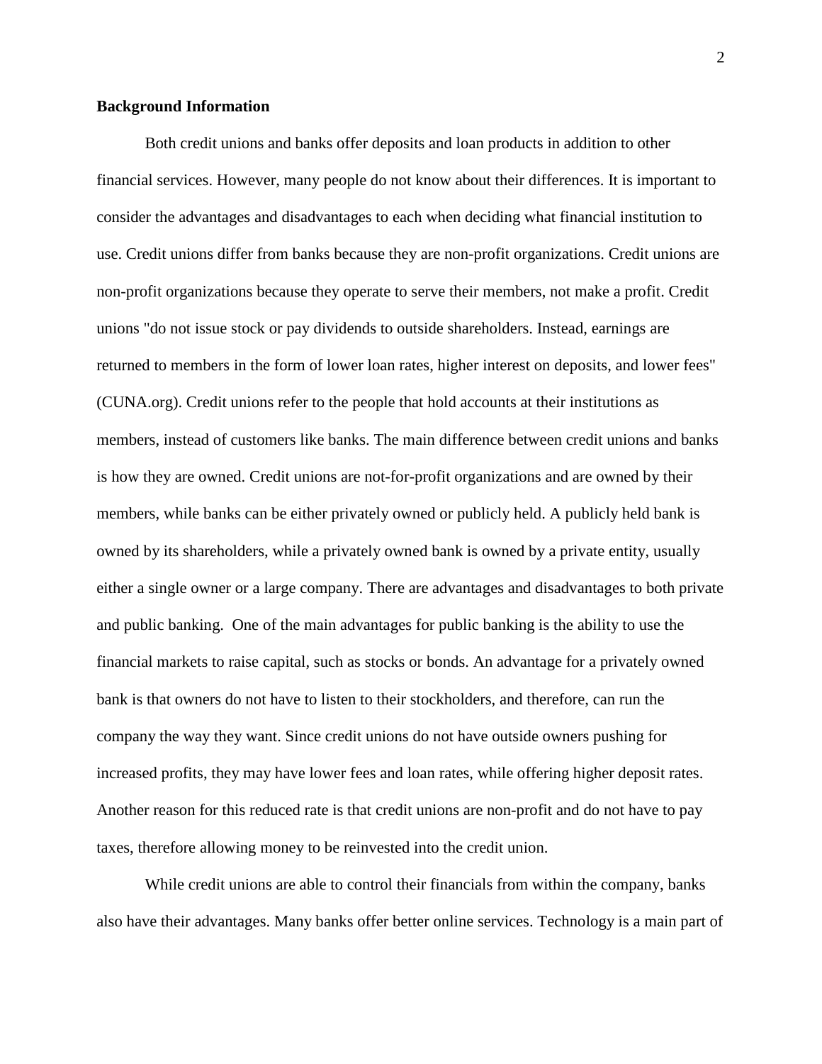**Background Information**

Both credit unions and banks offer deposits and loan products in addition to other financial services. However, many people do not know about their differences. It is important to consider the advantages and disadvantages to each when deciding what financial institution to use. Credit unions differ from banks because they are non-profit organizations. Credit unions are non-profit organizations because they operate to serve their members, not make a profit. Credit unions "do not issue stock or pay dividends to outside shareholders. Instead, earnings are returned to members in the form of lower loan rates, higher interest on deposits, and lower fees" (CUNA.org). Credit unions refer to the people that hold accounts at their institutions as members, instead of customers like banks. The main difference between credit unions and banks is how they are owned. Credit unions are not-for-profit organizations and are owned by their members, while banks can be either privately owned or publicly held. A publicly held bank is owned by its shareholders, while a privately owned bank is owned by a private entity, usually either a single owner or a large company. There are advantages and disadvantages to both private and public banking. One of the main advantages for public banking is the ability to use the financial markets to raise capital, such as stocks or bonds. An advantage for a privately owned bank is that owners do not have to listen to their stockholders, and therefore, can run the company the way they want. Since credit unions do not have outside owners pushing for increased profits, they may have lower fees and loan rates, while offering higher deposit rates. Another reason for this reduced rate is that credit unions are non-profit and do not have to pay taxes, therefore allowing money to be reinvested into the credit union.

While credit unions are able to control their financials from within the company, banks also have their advantages. Many banks offer better online services. Technology is a main part of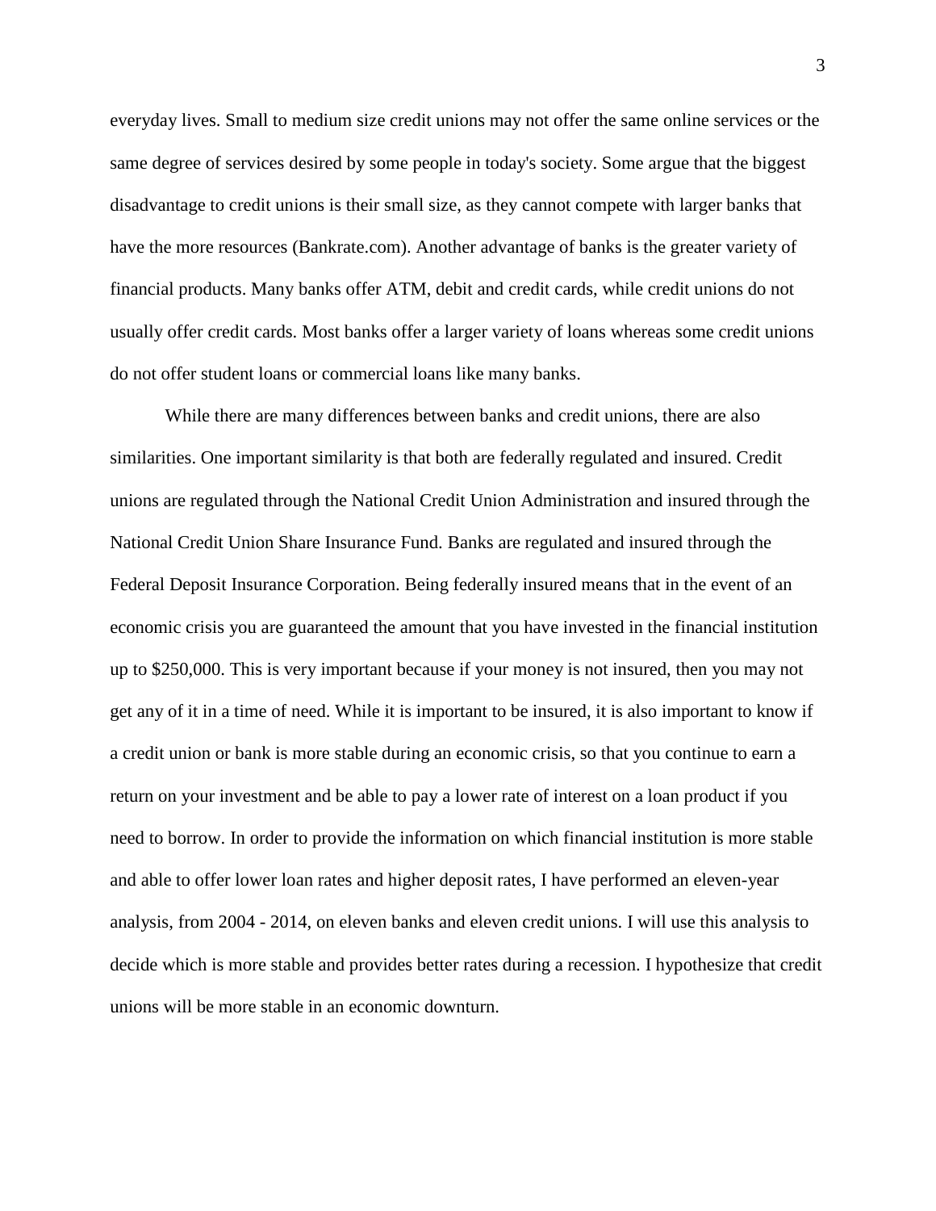everyday lives. Small to medium size credit unions may not offer the same online services or the same degree of services desired by some people in today's society. Some argue that the biggest disadvantage to credit unions is their small size, as they cannot compete with larger banks that have the more resources (Bankrate.com). Another advantage of banks is the greater variety of financial products. Many banks offer ATM, debit and credit cards, while credit unions do not usually offer credit cards. Most banks offer a larger variety of loans whereas some credit unions do not offer student loans or commercial loans like many banks.

While there are many differences between banks and credit unions, there are also similarities. One important similarity is that both are federally regulated and insured. Credit unions are regulated through the National Credit Union Administration and insured through the National Credit Union Share Insurance Fund. Banks are regulated and insured through the Federal Deposit Insurance Corporation. Being federally insured means that in the event of an economic crisis you are guaranteed the amount that you have invested in the financial institution up to $250,000. This is very important because if your money is not insured, then you may not get any of it in a time of need. While it is important to be insured, it is also important to know if a credit union or bank is more stable during an economic crisis, so that you continue to earn a return on your investment and be able to pay a lower rate of interest on a loan product if you need to borrow. In order to provide the information on which financial institution is more stable and able to offer lower loan rates and higher deposit rates, I have performed an eleven-year analysis, from 2004 - 2014, on eleven banks and eleven credit unions. I will use this analysis to decide which is more stable and provides better rates during a recession. I hypothesize that credit unions will be more stable in an economic downturn.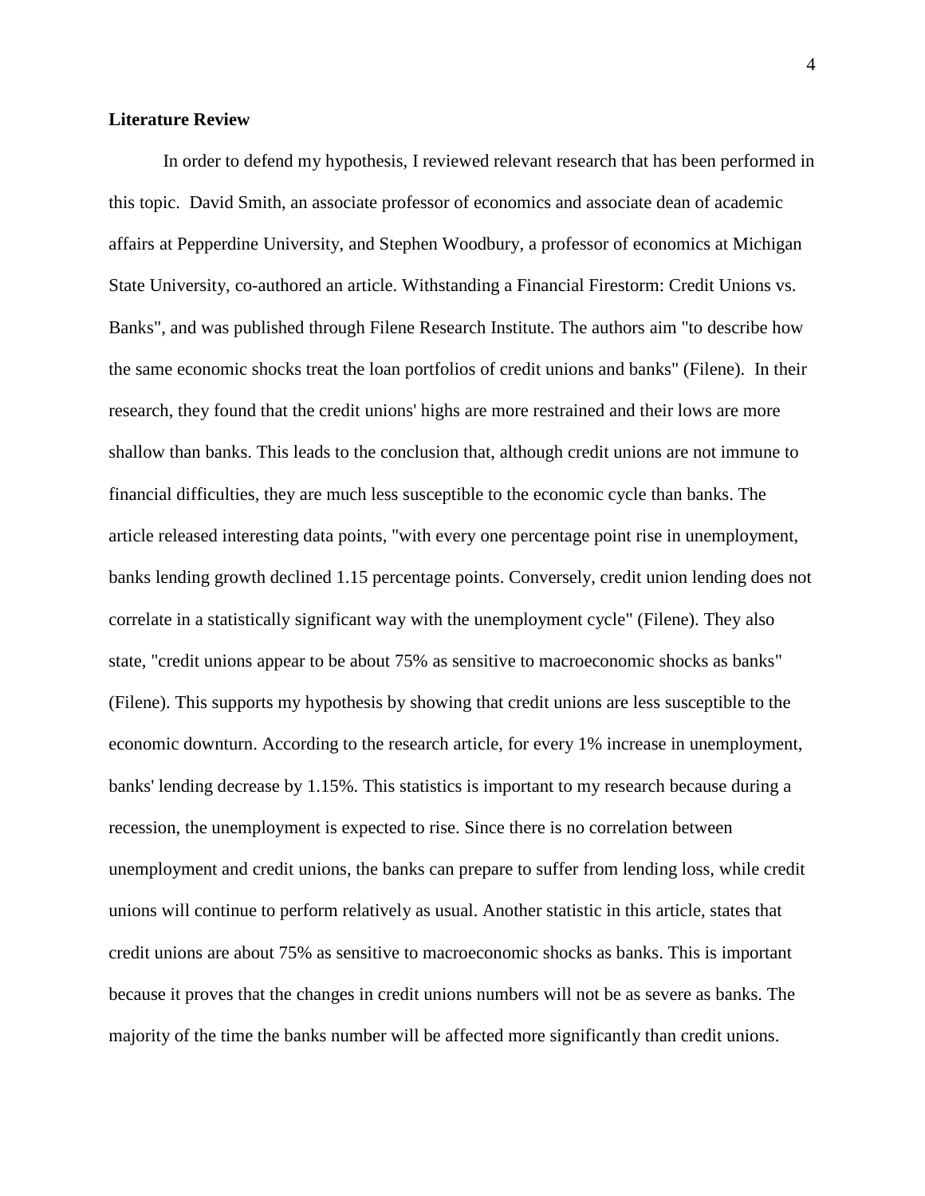**Literature Review**

In order to defend my hypothesis, I reviewed relevant research that has been performed in this topic. David Smith, an associate professor of economics and associate dean of academic affairs at Pepperdine University, and Stephen Woodbury, a professor of economics at Michigan State University, co-authored an article. Withstanding a Financial Firestorm: Credit Unions vs. Banks", and was published through Filene Research Institute. The authors aim "to describe how the same economic shocks treat the loan portfolios of credit unions and banks" (Filene). In their research, they found that the credit unions' highs are more restrained and their lows are more shallow than banks. This leads to the conclusion that, although credit unions are not immune to financial difficulties, they are much less susceptible to the economic cycle than banks. The article released interesting data points, "with every one percentage point rise in unemployment, banks lending growth declined 1.15 percentage points. Conversely, credit union lending does not correlate in a statistically significant way with the unemployment cycle" (Filene). They also state, "credit unions appear to be about 75% as sensitive to macroeconomic shocks as banks" (Filene). This supports my hypothesis by showing that credit unions are less susceptible to the economic downturn. According to the research article, for every 1% increase in unemployment, banks' lending decrease by 1.15%. This statistics is important to my research because during a recession, the unemployment is expected to rise. Since there is no correlation between unemployment and credit unions, the banks can prepare to suffer from lending loss, while credit unions will continue to perform relatively as usual. Another statistic in this article, states that credit unions are about 75% as sensitive to macroeconomic shocks as banks. This is important because it proves that the changes in credit unions numbers will not be as severe as banks. The majority of the time the banks number will be affected more significantly than credit unions.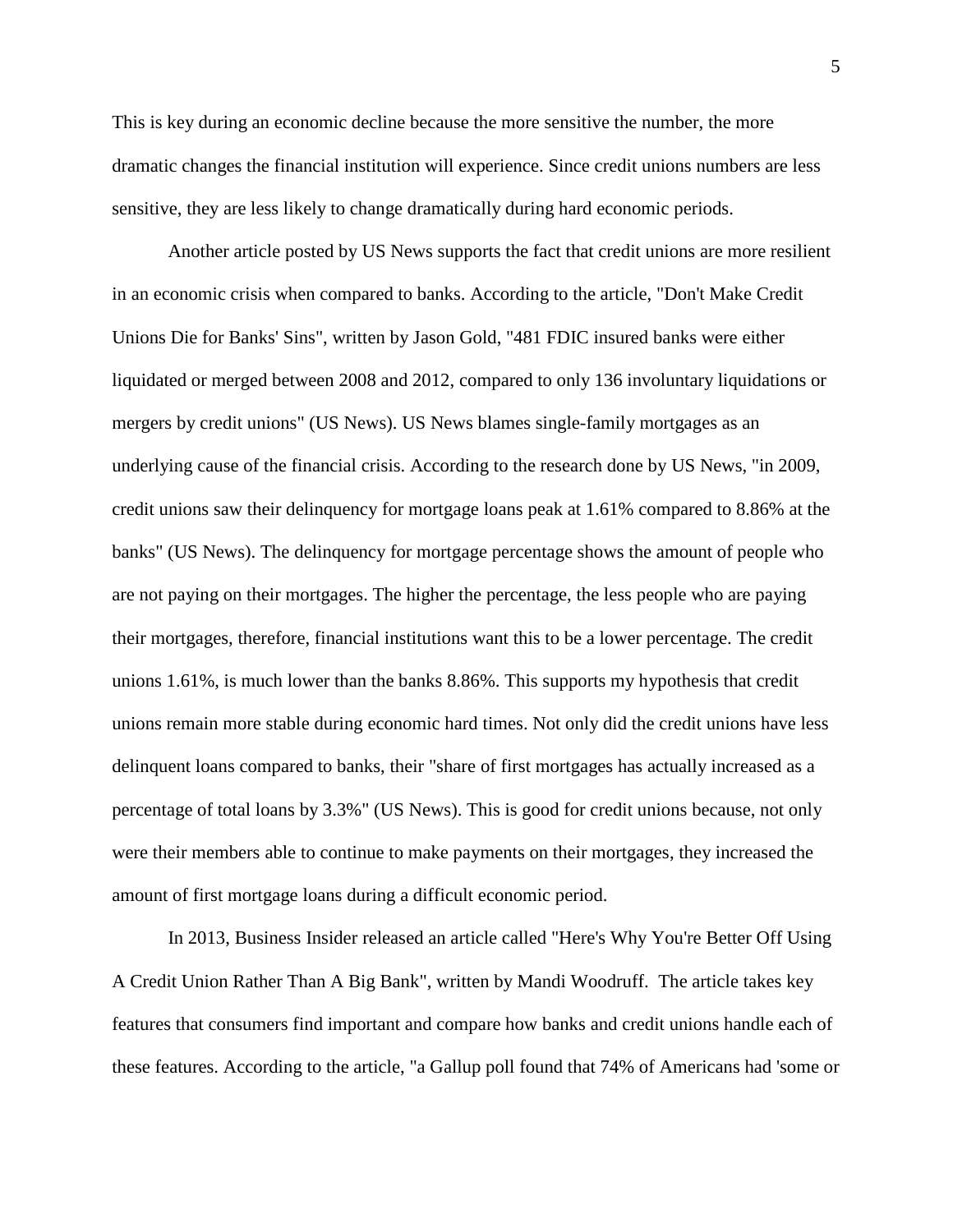This is key during an economic decline because the more sensitive the number, the more dramatic changes the financial institution will experience. Since credit unions numbers are less sensitive, they are less likely to change dramatically during hard economic periods.

Another article posted by US News supports the fact that credit unions are more resilient in an economic crisis when compared to banks. According to the article, "Don't Make Credit Unions Die for Banks' Sins", written by Jason Gold, "481 FDIC insured banks were either liquidated or merged between 2008 and 2012, compared to only 136 involuntary liquidations or mergers by credit unions" (US News). US News blames single-family mortgages as an underlying cause of the financial crisis. According to the research done by US News, "in 2009, credit unions saw their delinquency for mortgage loans peak at 1.61% compared to 8.86% at the banks" (US News). The delinquency for mortgage percentage shows the amount of people who are not paying on their mortgages. The higher the percentage, the less people who are paying their mortgages, therefore, financial institutions want this to be a lower percentage. The credit unions 1.61%, is much lower than the banks 8.86%. This supports my hypothesis that credit unions remain more stable during economic hard times. Not only did the credit unions have less delinquent loans compared to banks, their "share of first mortgages has actually increased as a percentage of total loans by 3.3%" (US News). This is good for credit unions because, not only were their members able to continue to make payments on their mortgages, they increased the amount of first mortgage loans during a difficult economic period.

In 2013, Business Insider released an article called "Here's Why You're Better Off Using A Credit Union Rather Than A Big Bank", written by Mandi Woodruff. The article takes key features that consumers find important and compare how banks and credit unions handle each of these features. According to the article, "a Gallup poll found that 74% of Americans had 'some or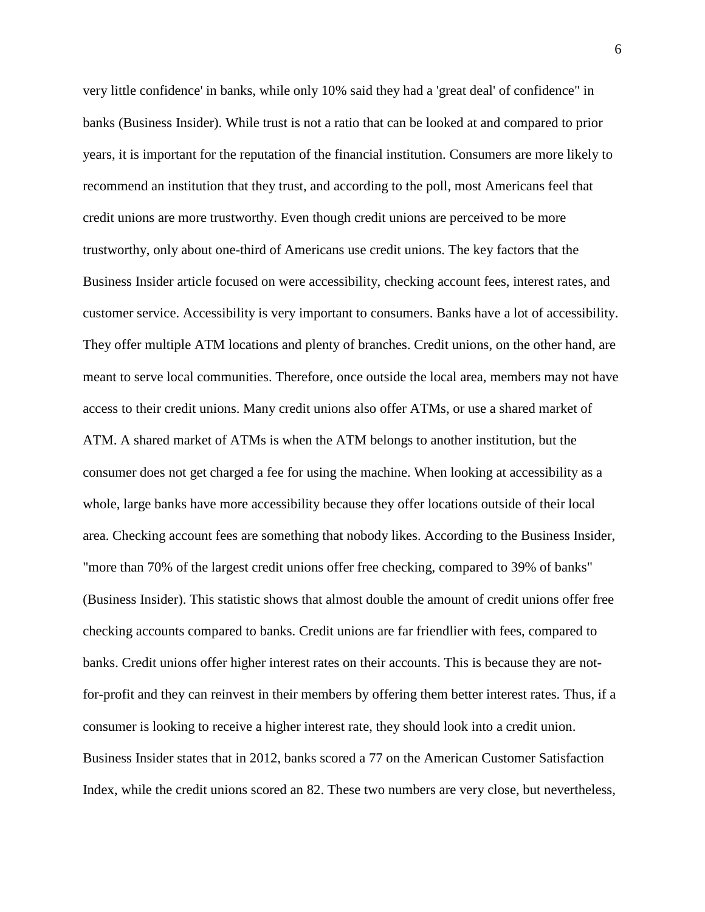very little confidence' in banks, while only 10% said they had a 'great deal' of confidence" in banks (Business Insider). While trust is not a ratio that can be looked at and compared to prior years, it is important for the reputation of the financial institution. Consumers are more likely to recommend an institution that they trust, and according to the poll, most Americans feel that credit unions are more trustworthy. Even though credit unions are perceived to be more trustworthy, only about one-third of Americans use credit unions. The key factors that the Business Insider article focused on were accessibility, checking account fees, interest rates, and customer service. Accessibility is very important to consumers. Banks have a lot of accessibility. They offer multiple ATM locations and plenty of branches. Credit unions, on the other hand, are meant to serve local communities. Therefore, once outside the local area, members may not have access to their credit unions. Many credit unions also offer ATMs, or use a shared market of ATM. A shared market of ATMs is when the ATM belongs to another institution, but the consumer does not get charged a fee for using the machine. When looking at accessibility as a whole, large banks have more accessibility because they offer locations outside of their local area. Checking account fees are something that nobody likes. According to the Business Insider, "more than 70% of the largest credit unions offer free checking, compared to 39% of banks" (Business Insider). This statistic shows that almost double the amount of credit unions offer free checking accounts compared to banks. Credit unions are far friendlier with fees, compared to banks. Credit unions offer higher interest rates on their accounts. This is because they are not-for-profit and they can reinvest in their members by offering them better interest rates. Thus, if a consumer is looking to receive a higher interest rate, they should look into a credit union. Business Insider states that in 2012, banks scored a 77 on the American Customer Satisfaction Index, while the credit unions scored an 82. These two numbers are very close, but nevertheless,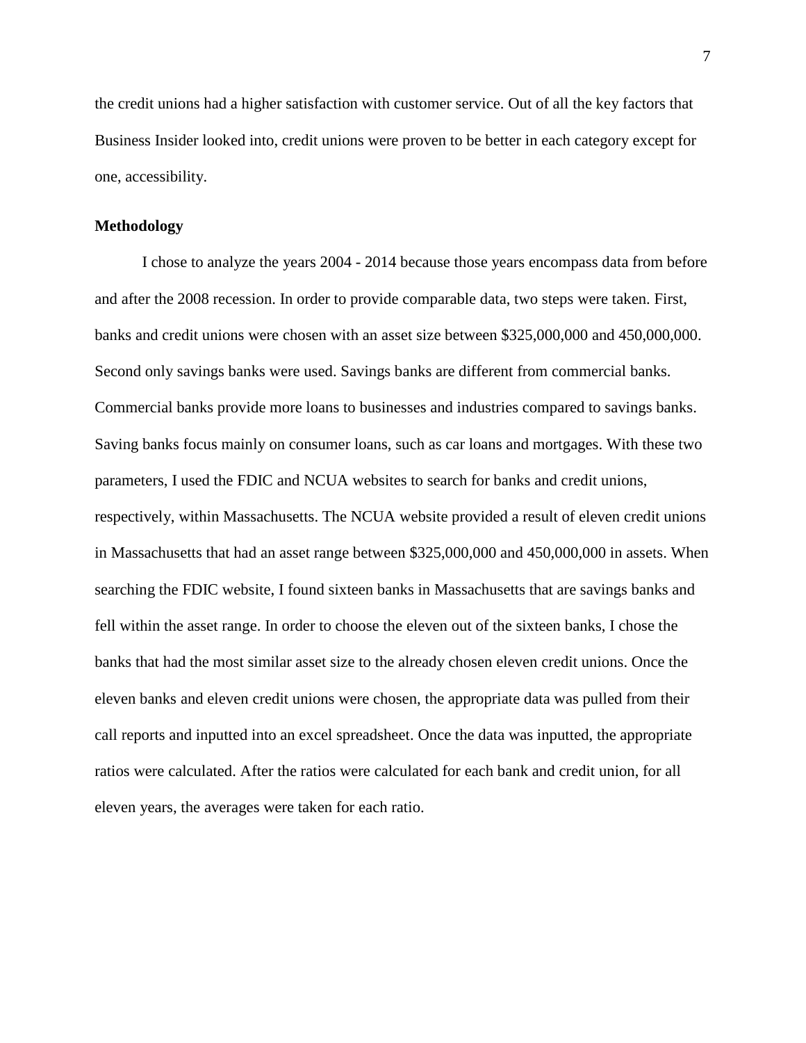the credit unions had a higher satisfaction with customer service. Out of all the key factors that Business Insider looked into, credit unions were proven to be better in each category except for one, accessibility.

**Methodology**

I chose to analyze the years 2004 - 2014 because those years encompass data from before and after the 2008 recession. In order to provide comparable data, two steps were taken. First, banks and credit unions were chosen with an asset size between $325,000,000 and 450,000,000. Second only savings banks were used. Savings banks are different from commercial banks. Commercial banks provide more loans to businesses and industries compared to savings banks. Saving banks focus mainly on consumer loans, such as car loans and mortgages. With these two parameters, I used the FDIC and NCUA websites to search for banks and credit unions, respectively, within Massachusetts. The NCUA website provided a result of eleven credit unions in Massachusetts that had an asset range between $325,000,000 and 450,000,000 in assets. When searching the FDIC website, I found sixteen banks in Massachusetts that are savings banks and fell within the asset range. In order to choose the eleven out of the sixteen banks, I chose the banks that had the most similar asset size to the already chosen eleven credit unions. Once the eleven banks and eleven credit unions were chosen, the appropriate data was pulled from their call reports and inputted into an excel spreadsheet. Once the data was inputted, the appropriate ratios were calculated. After the ratios were calculated for each bank and credit union, for all eleven years, the averages were taken for each ratio.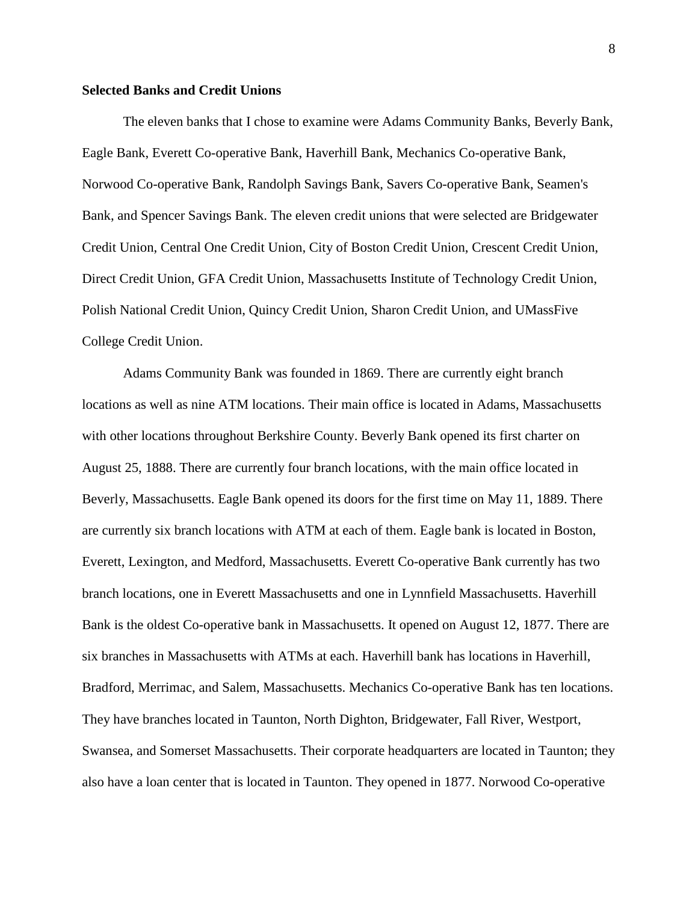**Selected Banks and Credit Unions**

The eleven banks that I chose to examine were Adams Community Banks, Beverly Bank, Eagle Bank, Everett Co-operative Bank, Haverhill Bank, Mechanics Co-operative Bank, Norwood Co-operative Bank, Randolph Savings Bank, Savers Co-operative Bank, Seamen's Bank, and Spencer Savings Bank. The eleven credit unions that were selected are Bridgewater Credit Union, Central One Credit Union, City of Boston Credit Union, Crescent Credit Union, Direct Credit Union, GFA Credit Union, Massachusetts Institute of Technology Credit Union, Polish National Credit Union, Quincy Credit Union, Sharon Credit Union, and UMassFive College Credit Union.

Adams Community Bank was founded in 1869. There are currently eight branch locations as well as nine ATM locations. Their main office is located in Adams, Massachusetts with other locations throughout Berkshire County. Beverly Bank opened its first charter on August 25, 1888. There are currently four branch locations, with the main office located in Beverly, Massachusetts. Eagle Bank opened its doors for the first time on May 11, 1889. There are currently six branch locations with ATM at each of them. Eagle bank is located in Boston, Everett, Lexington, and Medford, Massachusetts. Everett Co-operative Bank currently has two branch locations, one in Everett Massachusetts and one in Lynnfield Massachusetts. Haverhill Bank is the oldest Co-operative bank in Massachusetts. It opened on August 12, 1877. There are six branches in Massachusetts with ATMs at each. Haverhill bank has locations in Haverhill, Bradford, Merrimac, and Salem, Massachusetts. Mechanics Co-operative Bank has ten locations. They have branches located in Taunton, North Dighton, Bridgewater, Fall River, Westport, Swansea, and Somerset Massachusetts. Their corporate headquarters are located in Taunton; they also have a loan center that is located in Taunton. They opened in 1877. Norwood Co-operative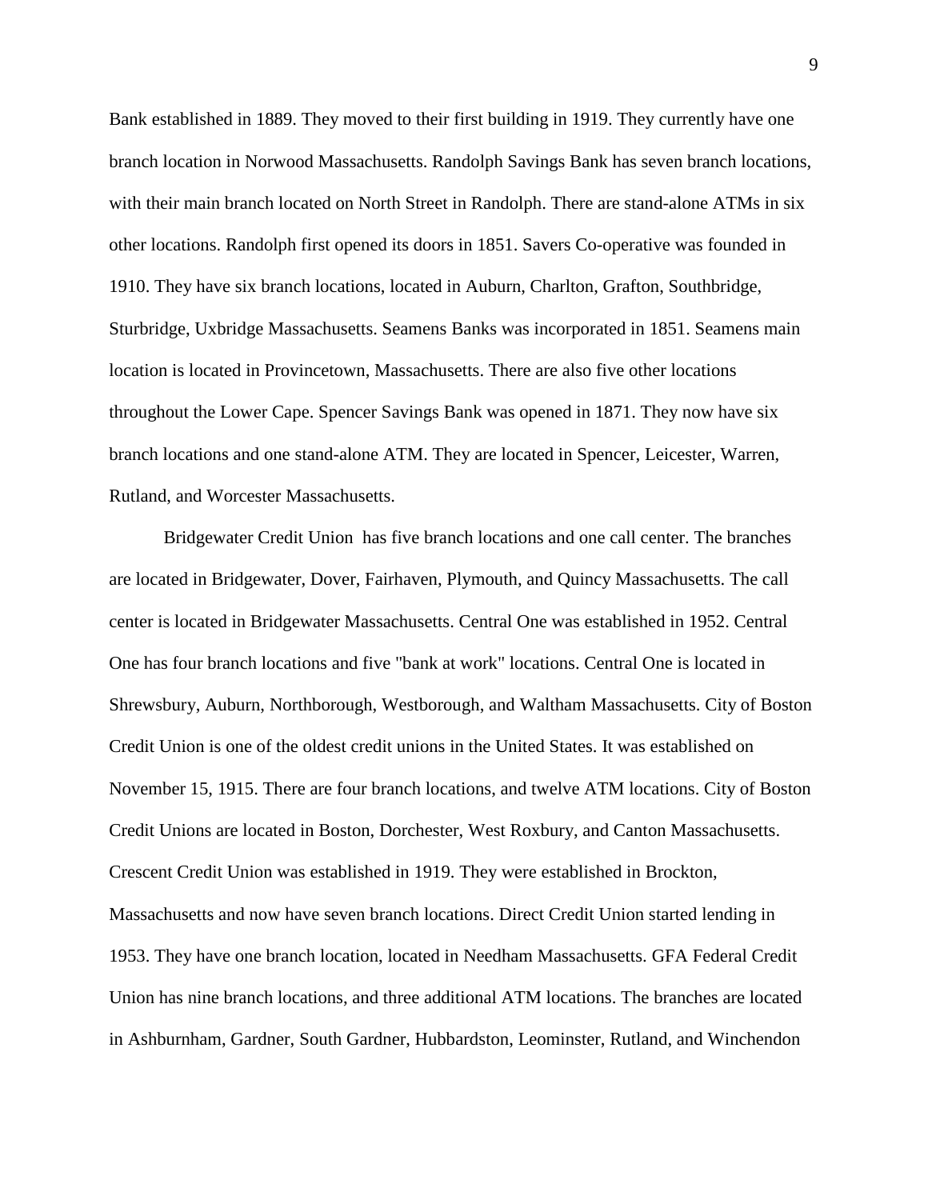Bank established in 1889. They moved to their first building in 1919. They currently have one branch location in Norwood Massachusetts. Randolph Savings Bank has seven branch locations, with their main branch located on North Street in Randolph. There are stand-alone ATMs in six other locations. Randolph first opened its doors in 1851. Savers Co-operative was founded in 1910. They have six branch locations, located in Auburn, Charlton, Grafton, Southbridge, Sturbridge, Uxbridge Massachusetts. Seamens Banks was incorporated in 1851. Seamens main location is located in Provincetown, Massachusetts. There are also five other locations throughout the Lower Cape. Spencer Savings Bank was opened in 1871. They now have six branch locations and one stand-alone ATM. They are located in Spencer, Leicester, Warren, Rutland, and Worcester Massachusetts.

Bridgewater Credit Union has five branch locations and one call center. The branches are located in Bridgewater, Dover, Fairhaven, Plymouth, and Quincy Massachusetts. The call center is located in Bridgewater Massachusetts. Central One was established in 1952. Central One has four branch locations and five "bank at work" locations. Central One is located in Shrewsbury, Auburn, Northborough, Westborough, and Waltham Massachusetts. City of Boston Credit Union is one of the oldest credit unions in the United States. It was established on November 15, 1915. There are four branch locations, and twelve ATM locations. City of Boston Credit Unions are located in Boston, Dorchester, West Roxbury, and Canton Massachusetts. Crescent Credit Union was established in 1919. They were established in Brockton, Massachusetts and now have seven branch locations. Direct Credit Union started lending in 1953. They have one branch location, located in Needham Massachusetts. GFA Federal Credit Union has nine branch locations, and three additional ATM locations. The branches are located in Ashburnham, Gardner, South Gardner, Hubbardston, Leominster, Rutland, and Winchendon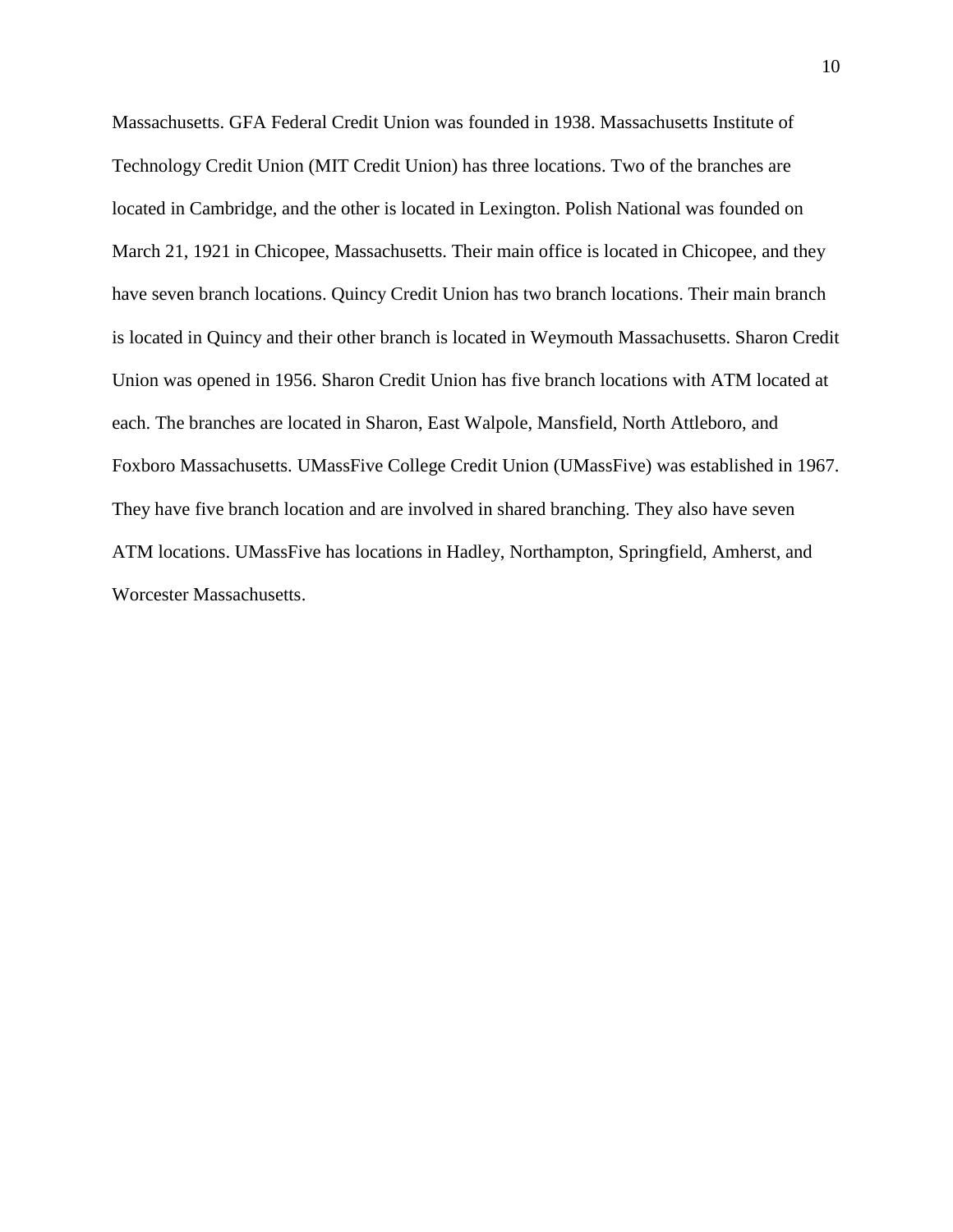Massachusetts. GFA Federal Credit Union was founded in 1938. Massachusetts Institute of Technology Credit Union (MIT Credit Union) has three locations. Two of the branches are located in Cambridge, and the other is located in Lexington. Polish National was founded on March 21, 1921 in Chicopee, Massachusetts. Their main office is located in Chicopee, and they have seven branch locations. Quincy Credit Union has two branch locations. Their main branch is located in Quincy and their other branch is located in Weymouth Massachusetts. Sharon Credit Union was opened in 1956. Sharon Credit Union has five branch locations with ATM located at each. The branches are located in Sharon, East Walpole, Mansfield, North Attleboro, and Foxboro Massachusetts. UMassFive College Credit Union (UMassFive) was established in 1967. They have five branch location and are involved in shared branching. They also have seven ATM locations. UMassFive has locations in Hadley, Northampton, Springfield, Amherst, and Worcester Massachusetts.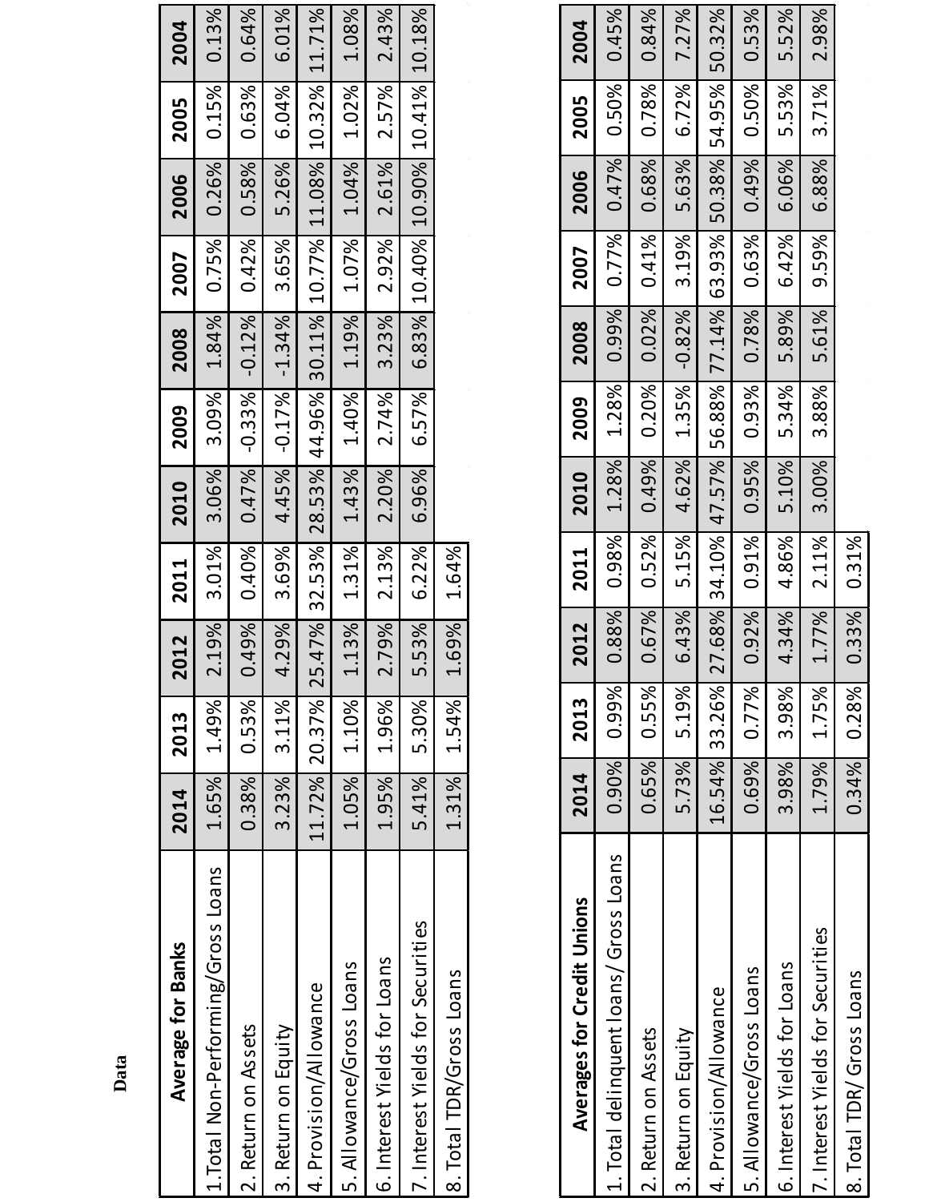**Data**

| Average for Banks | 2014 | 2013 | 2012 | 2011 | 2010 | 2009 | 2008 | 2007 | 2006 | 2005 | 2004 |
|---|---|---|---|---|---|---|---|---|---|---|---|
| 1.Total Non-Performing/Gross Loans | 1.65% | 1.49% | 2.19% | 3.01% | 3.06% | 3.09% | 1.84% | 0.75% | 0.26% | 0.15% | 0.13% |
| 2. Return on Assets | 0.38% | 0.53% | 0.49% | 0.40% | 0.47% | -0.33% | -0.12% | 0.42% | 0.58% | 0.63% | 0.64% |
| 3. Return on Equity | 3.23% | 3.11% | 4.29% | 3.69% | 4.45% | -0.17% | -1.34% | 3.65% | 5.26% | 6.04% | 6.01% |
| 4. Provision/Allowance | 11.72% | 20.37% | 25.47% | 32.53% | 28.53% | 44.96% | 30.11% | 10.77% | 11.08% | 10.32% | 11.71% |
| 5. Allowance/Gross Loans | 1.05% | 1.10% | 1.13% | 1.31% | 1.43% | 1.40% | 1.19% | 1.07% | 1.04% | 1.02% | 1.08% |
| 6. Interest Yields for Loans | 1.95% | 1.96% | 2.79% | 2.13% | 2.20% | 2.74% | 3.23% | 2.92% | 2.61% | 2.57% | 2.43% |
| 7. Interest Yields for Securities | 5.41% | 5.30% | 5.53% | 6.22% | 6.96% | 6.57% | 6.83% | 10.40% | 10.90% | 10.41% | 10.18% |
| 8. Total TDR/Gross Loans | 1.31% | 1.54% | 1.69% | 1.64% | | | | | | | |

| Averages for Credit Unions | 2014 | 2013 | 2012 | 2011 | 2010 | 2009 | 2008 | 2007 | 2006 | 2005 | 2004 |
|---|---|---|---|---|---|---|---|---|---|---|---|
| 1. Total delinquent loans/ Gross Loans | 0.90% | 0.99% | 0.88% | 0.98% | 1.28% | 1.28% | 0.99% | 0.77% | 0.47% | 0.50% | 0.45% |
| 2. Return on Assets | 0.65% | 0.55% | 0.67% | 0.52% | 0.49% | 0.20% | 0.02% | 0.41% | 0.68% | 0.78% | 0.84% |
| 3. Return on Equity | 5.73% | 5.19% | 6.43% | 5.15% | 4.62% | 1.35% | -0.82% | 3.19% | 5.63% | 6.72% | 7.27% |
| 4. Provision/Allowance | 16.54% | 33.26% | 27.68% | 34.10% | 47.57% | 56.88% | 77.14% | 63.93% | 50.38% | 54.95% | 50.32% |
| 5. Allowance/Gross Loans | 0.69% | 0.77% | 0.92% | 0.91% | 0.95% | 0.93% | 0.78% | 0.63% | 0.49% | 0.50% | 0.53% |
| 6. Interest Yields for Loans | 3.98% | 3.98% | 4.34% | 4.86% | 5.10% | 5.34% | 5.89% | 6.42% | 6.06% | 5.53% | 5.52% |
| 7. Interest Yields for Securities | 1.79% | 1.75% | 1.77% | 2.11% | 3.00% | 3.88% | 5.61% | 9.59% | 6.88% | 3.71% | 2.98% |
| 8. Total TDR/ Gross Loans | 0.34% | 0.28% | 0.33% | 0.31% | | | | | | | |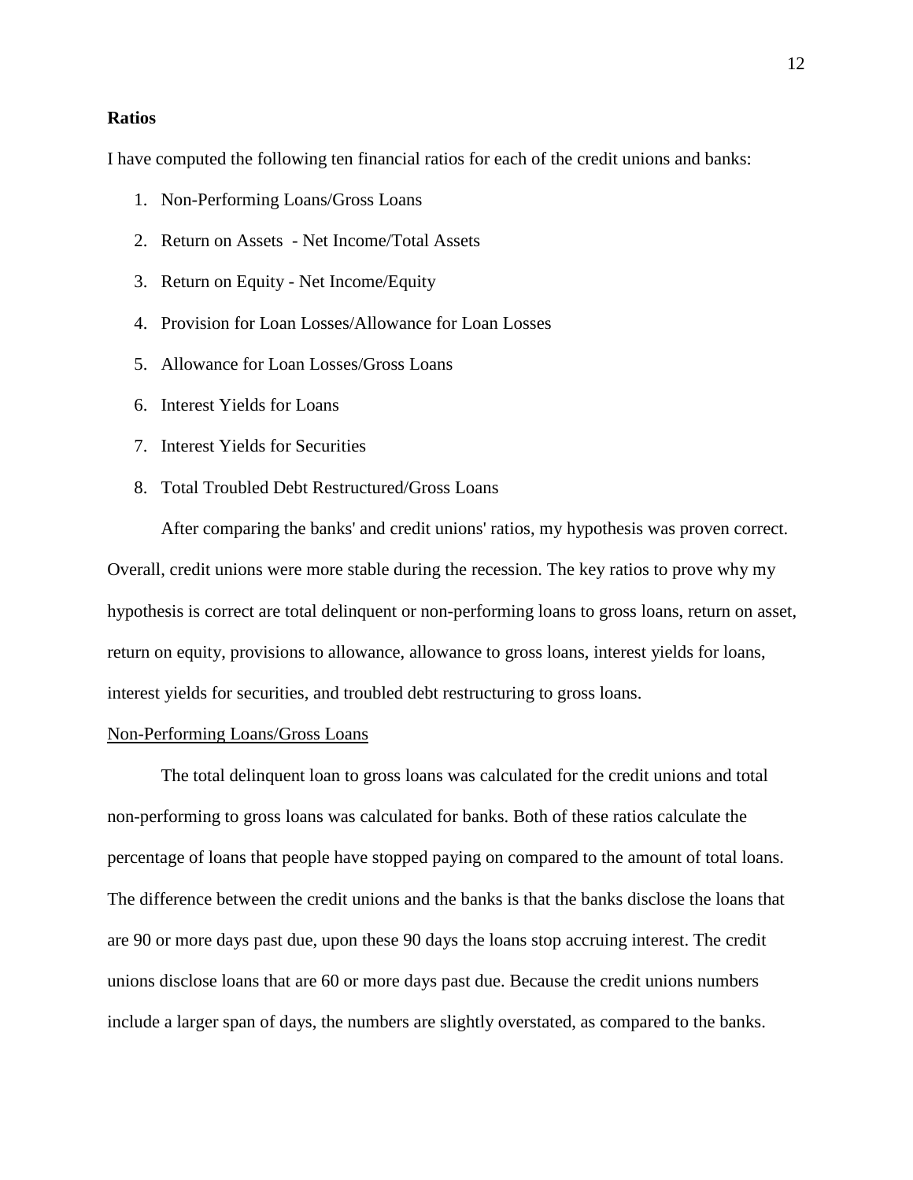**Ratios**

I have computed the following ten financial ratios for each of the credit unions and banks:

1. Non-Performing Loans/Gross Loans
2. Return on Assets - Net Income/Total Assets
3. Return on Equity - Net Income/Equity
4. Provision for Loan Losses/Allowance for Loan Losses
5. Allowance for Loan Losses/Gross Loans
6. Interest Yields for Loans
7. Interest Yields for Securities
8. Total Troubled Debt Restructured/Gross Loans

After comparing the banks' and credit unions' ratios, my hypothesis was proven correct. Overall, credit unions were more stable during the recession. The key ratios to prove why my hypothesis is correct are total delinquent or non-performing loans to gross loans, return on asset, return on equity, provisions to allowance, allowance to gross loans, interest yields for loans, interest yields for securities, and troubled debt restructuring to gross loans.

Non-Performing Loans/Gross Loans

The total delinquent loan to gross loans was calculated for the credit unions and total non-performing to gross loans was calculated for banks. Both of these ratios calculate the percentage of loans that people have stopped paying on compared to the amount of total loans. The difference between the credit unions and the banks is that the banks disclose the loans that are 90 or more days past due, upon these 90 days the loans stop accruing interest. The credit unions disclose loans that are 60 or more days past due. Because the credit unions numbers include a larger span of days, the numbers are slightly overstated, as compared to the banks.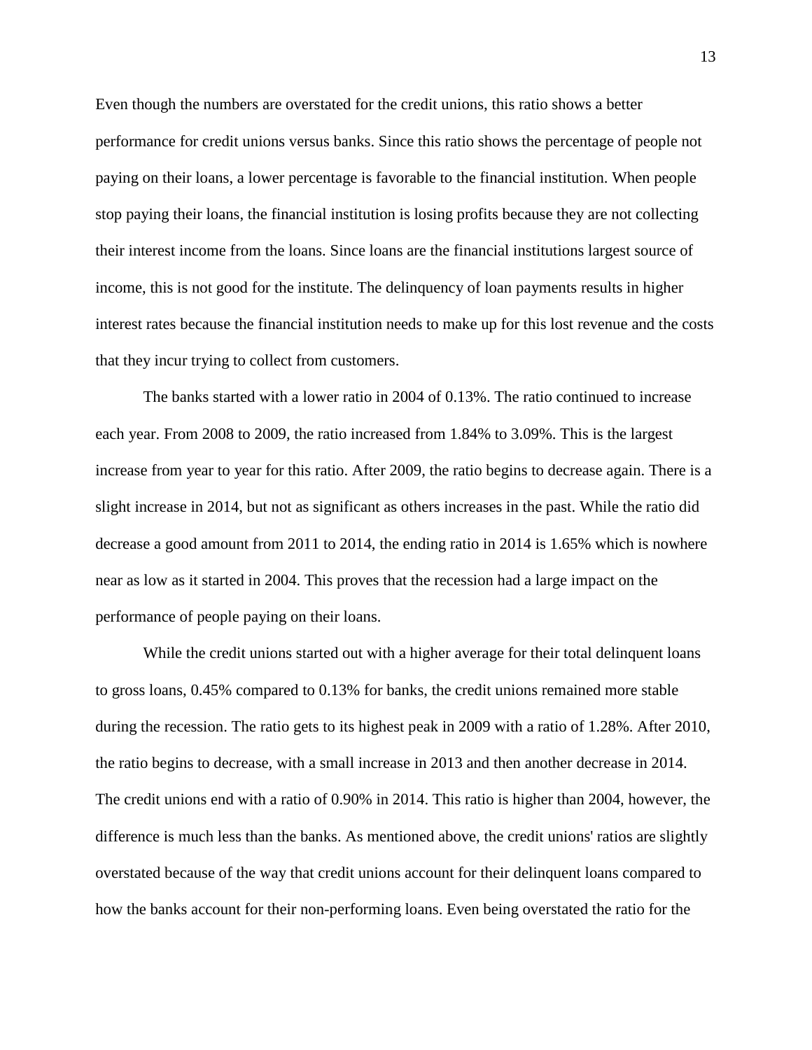Even though the numbers are overstated for the credit unions, this ratio shows a better performance for credit unions versus banks. Since this ratio shows the percentage of people not paying on their loans, a lower percentage is favorable to the financial institution. When people stop paying their loans, the financial institution is losing profits because they are not collecting their interest income from the loans. Since loans are the financial institutions largest source of income, this is not good for the institute. The delinquency of loan payments results in higher interest rates because the financial institution needs to make up for this lost revenue and the costs that they incur trying to collect from customers.

The banks started with a lower ratio in 2004 of 0.13%. The ratio continued to increase each year. From 2008 to 2009, the ratio increased from 1.84% to 3.09%. This is the largest increase from year to year for this ratio. After 2009, the ratio begins to decrease again. There is a slight increase in 2014, but not as significant as others increases in the past. While the ratio did decrease a good amount from 2011 to 2014, the ending ratio in 2014 is 1.65% which is nowhere near as low as it started in 2004. This proves that the recession had a large impact on the performance of people paying on their loans.

While the credit unions started out with a higher average for their total delinquent loans to gross loans, 0.45% compared to 0.13% for banks, the credit unions remained more stable during the recession. The ratio gets to its highest peak in 2009 with a ratio of 1.28%. After 2010, the ratio begins to decrease, with a small increase in 2013 and then another decrease in 2014. The credit unions end with a ratio of 0.90% in 2014. This ratio is higher than 2004, however, the difference is much less than the banks. As mentioned above, the credit unions' ratios are slightly overstated because of the way that credit unions account for their delinquent loans compared to how the banks account for their non-performing loans. Even being overstated the ratio for the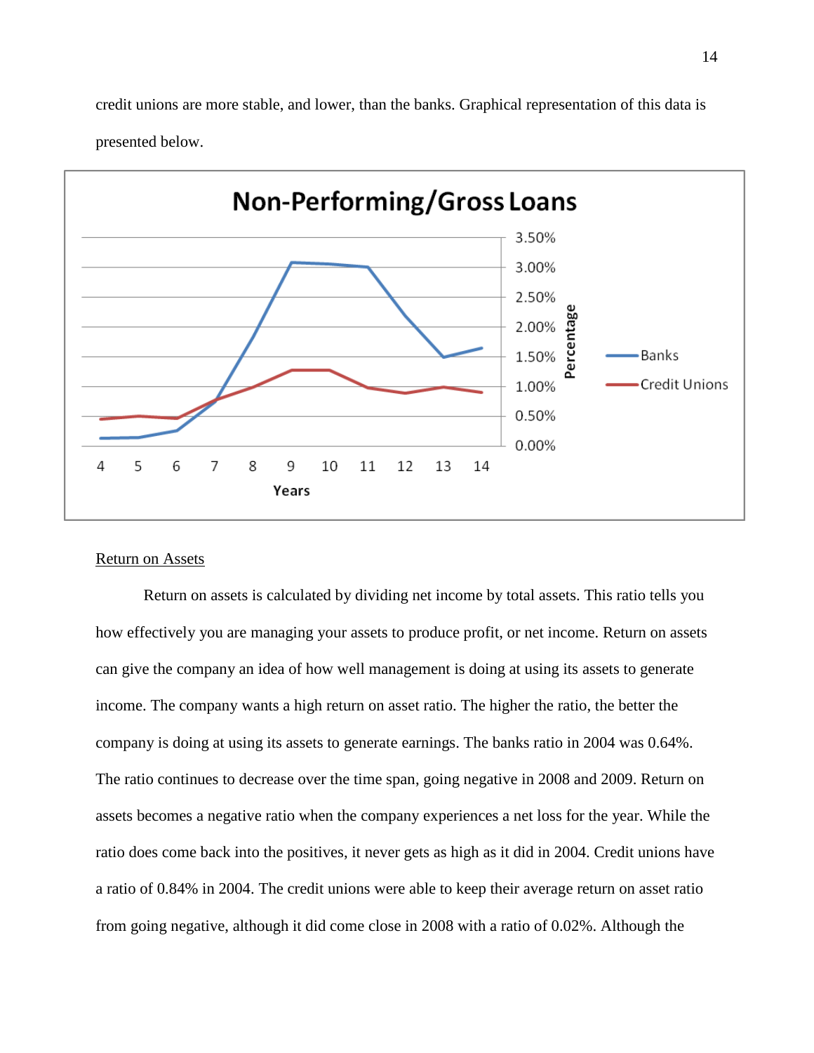credit unions are more stable, and lower, than the banks. Graphical representation of this data is presented below.

Return on Assets

Return on assets is calculated by dividing net income by total assets. This ratio tells you how effectively you are managing your assets to produce profit, or net income. Return on assets can give the company an idea of how well management is doing at using its assets to generate income. The company wants a high return on asset ratio. The higher the ratio, the better the company is doing at using its assets to generate earnings. The banks ratio in 2004 was 0.64%. The ratio continues to decrease over the time span, going negative in 2008 and 2009. Return on assets becomes a negative ratio when the company experiences a net loss for the year. While the ratio does come back into the positives, it never gets as high as it did in 2004. Credit unions have a ratio of 0.84% in 2004. The credit unions were able to keep their average return on asset ratio from going negative, although it did come close in 2008 with a ratio of 0.02%. Although the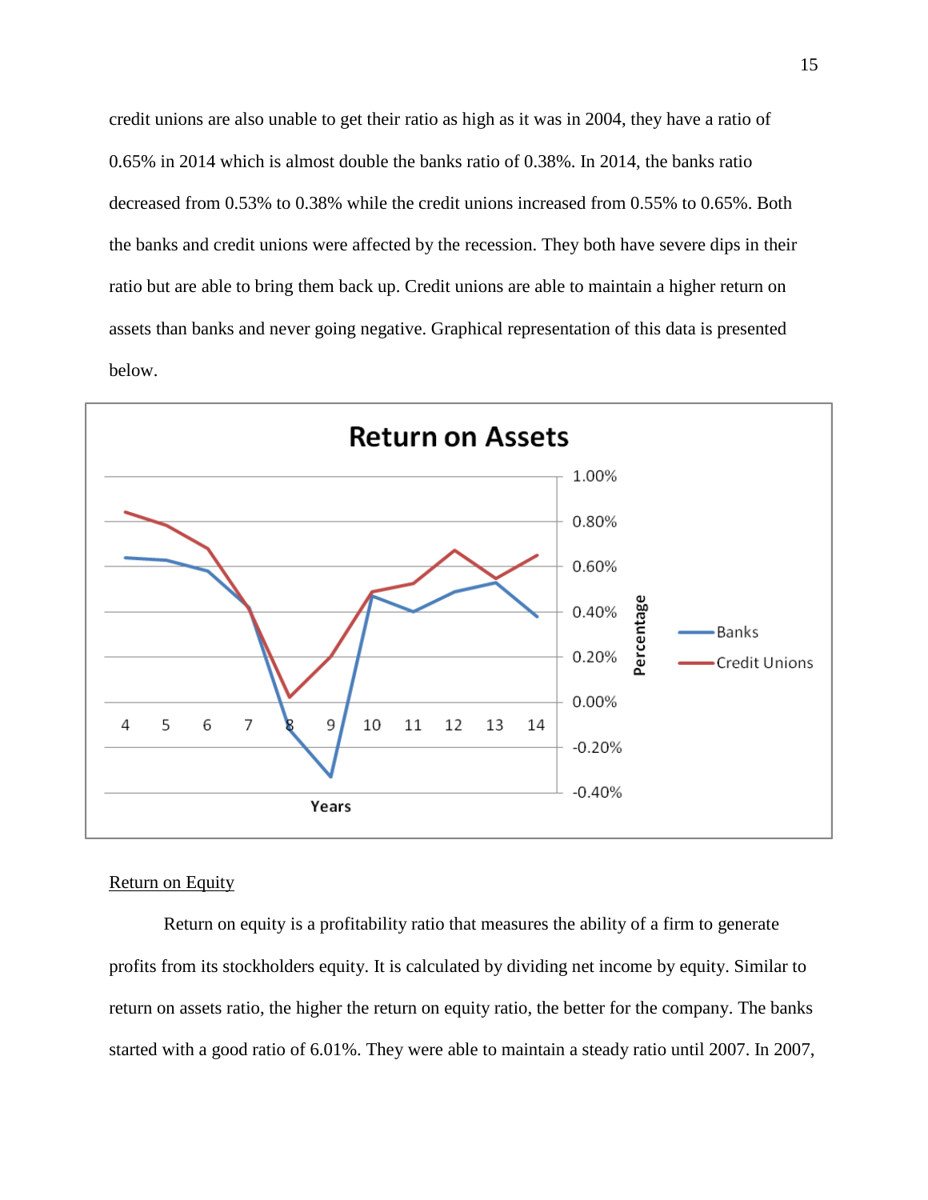credit unions are also unable to get their ratio as high as it was in 2004, they have a ratio of 0.65% in 2014 which is almost double the banks ratio of 0.38%. In 2014, the banks ratio decreased from 0.53% to 0.38% while the credit unions increased from 0.55% to 0.65%. Both the banks and credit unions were affected by the recession. They both have severe dips in their ratio but are able to bring them back up. Credit unions are able to maintain a higher return on assets than banks and never going negative. Graphical representation of this data is presented below.

## Return on Assets

Return on Equity

Return on equity is a profitability ratio that measures the ability of a firm to generate profits from its stockholders equity. It is calculated by dividing net income by equity. Similar to return on assets ratio, the higher the return on equity ratio, the better for the company. The banks started with a good ratio of 6.01%. They were able to maintain a steady ratio until 2007. In 2007,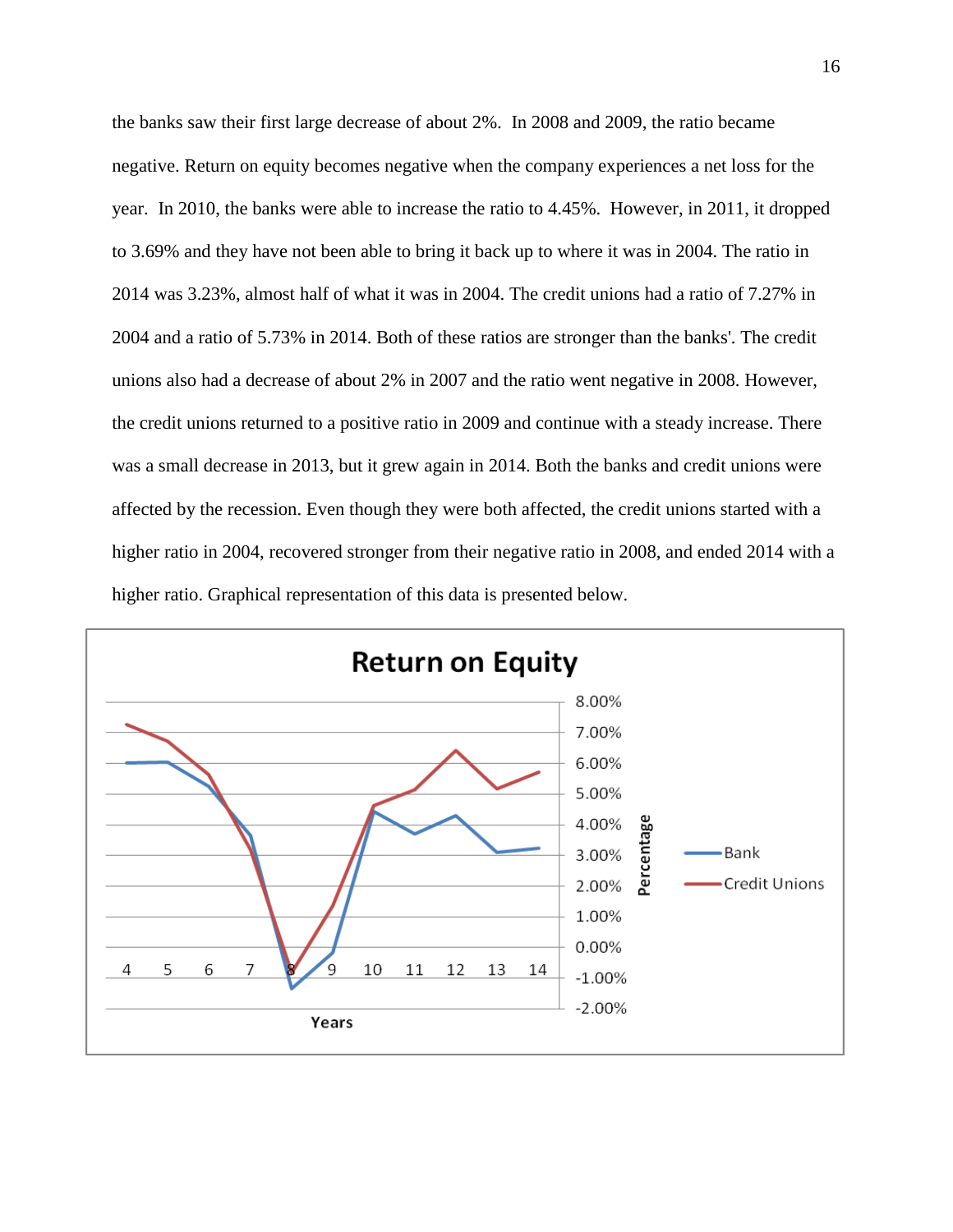the banks saw their first large decrease of about 2%. In 2008 and 2009, the ratio became negative. Return on equity becomes negative when the company experiences a net loss for the year. In 2010, the banks were able to increase the ratio to 4.45%. However, in 2011, it dropped to 3.69% and they have not been able to bring it back up to where it was in 2004. The ratio in 2014 was 3.23%, almost half of what it was in 2004. The credit unions had a ratio of 7.27% in 2004 and a ratio of 5.73% in 2014. Both of these ratios are stronger than the banks'. The credit unions also had a decrease of about 2% in 2007 and the ratio went negative in 2008. However, the credit unions returned to a positive ratio in 2009 and continue with a steady increase. There was a small decrease in 2013, but it grew again in 2014. Both the banks and credit unions were affected by the recession. Even though they were both affected, the credit unions started with a higher ratio in 2004, recovered stronger from their negative ratio in 2008, and ended 2014 with a higher ratio. Graphical representation of this data is presented below.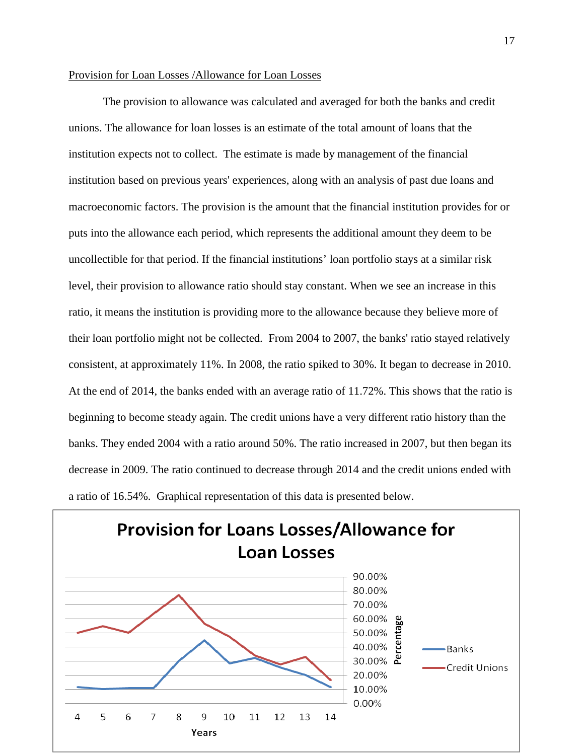Provision for Loan Losses /Allowance for Loan Losses

The provision to allowance was calculated and averaged for both the banks and credit unions. The allowance for loan losses is an estimate of the total amount of loans that the institution expects not to collect. The estimate is made by management of the financial institution based on previous years' experiences, along with an analysis of past due loans and macroeconomic factors. The provision is the amount that the financial institution provides for or puts into the allowance each period, which represents the additional amount they deem to be uncollectible for that period. If the financial institutions' loan portfolio stays at a similar risk level, their provision to allowance ratio should stay constant. When we see an increase in this ratio, it means the institution is providing more to the allowance because they believe more of their loan portfolio might not be collected. From 2004 to 2007, the banks' ratio stayed relatively consistent, at approximately 11%. In 2008, the ratio spiked to 30%. It began to decrease in 2010. At the end of 2014, the banks ended with an average ratio of 11.72%. This shows that the ratio is beginning to become steady again. The credit unions have a very different ratio history than the banks. They ended 2004 with a ratio around 50%. The ratio increased in 2007, but then began its decrease in 2009. The ratio continued to decrease through 2014 and the credit unions ended with a ratio of 16.54%. Graphical representation of this data is presented below.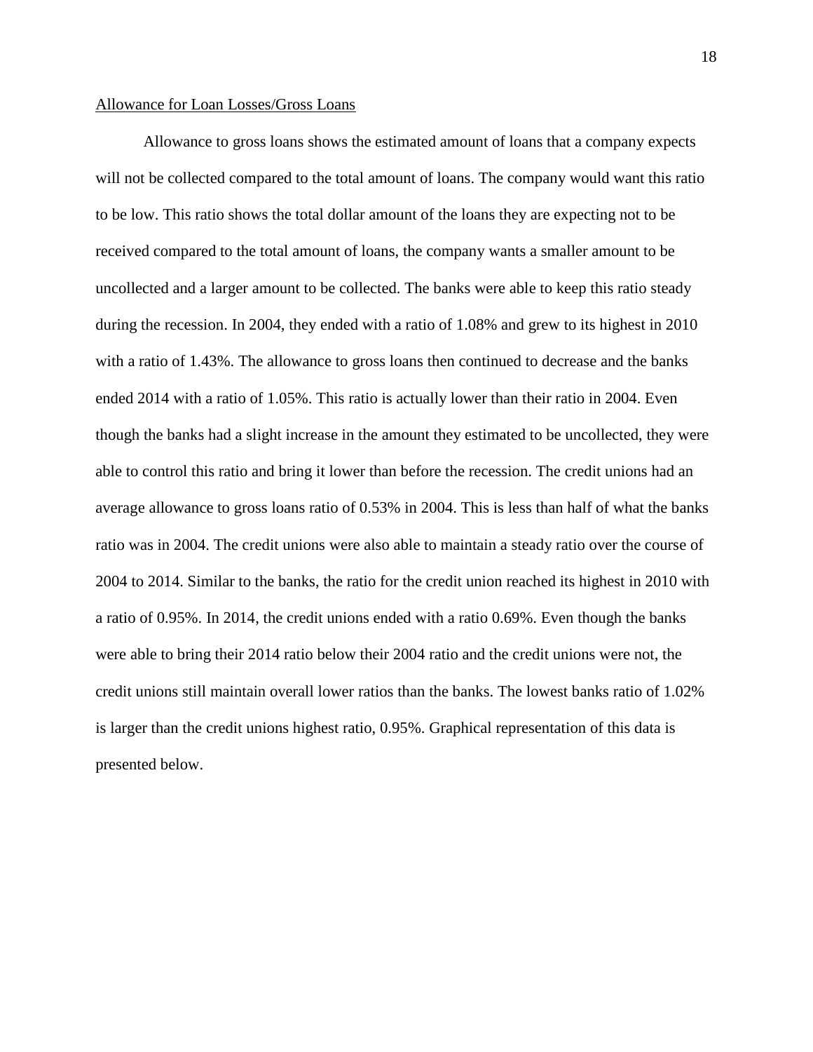Allowance for Loan Losses/Gross Loans

Allowance to gross loans shows the estimated amount of loans that a company expects will not be collected compared to the total amount of loans. The company would want this ratio to be low. This ratio shows the total dollar amount of the loans they are expecting not to be received compared to the total amount of loans, the company wants a smaller amount to be uncollected and a larger amount to be collected. The banks were able to keep this ratio steady during the recession. In 2004, they ended with a ratio of 1.08% and grew to its highest in 2010 with a ratio of 1.43%. The allowance to gross loans then continued to decrease and the banks ended 2014 with a ratio of 1.05%. This ratio is actually lower than their ratio in 2004. Even though the banks had a slight increase in the amount they estimated to be uncollected, they were able to control this ratio and bring it lower than before the recession. The credit unions had an average allowance to gross loans ratio of 0.53% in 2004. This is less than half of what the banks ratio was in 2004. The credit unions were also able to maintain a steady ratio over the course of 2004 to 2014. Similar to the banks, the ratio for the credit union reached its highest in 2010 with a ratio of 0.95%. In 2014, the credit unions ended with a ratio 0.69%. Even though the banks were able to bring their 2014 ratio below their 2004 ratio and the credit unions were not, the credit unions still maintain overall lower ratios than the banks. The lowest banks ratio of 1.02% is larger than the credit unions highest ratio, 0.95%. Graphical representation of this data is presented below.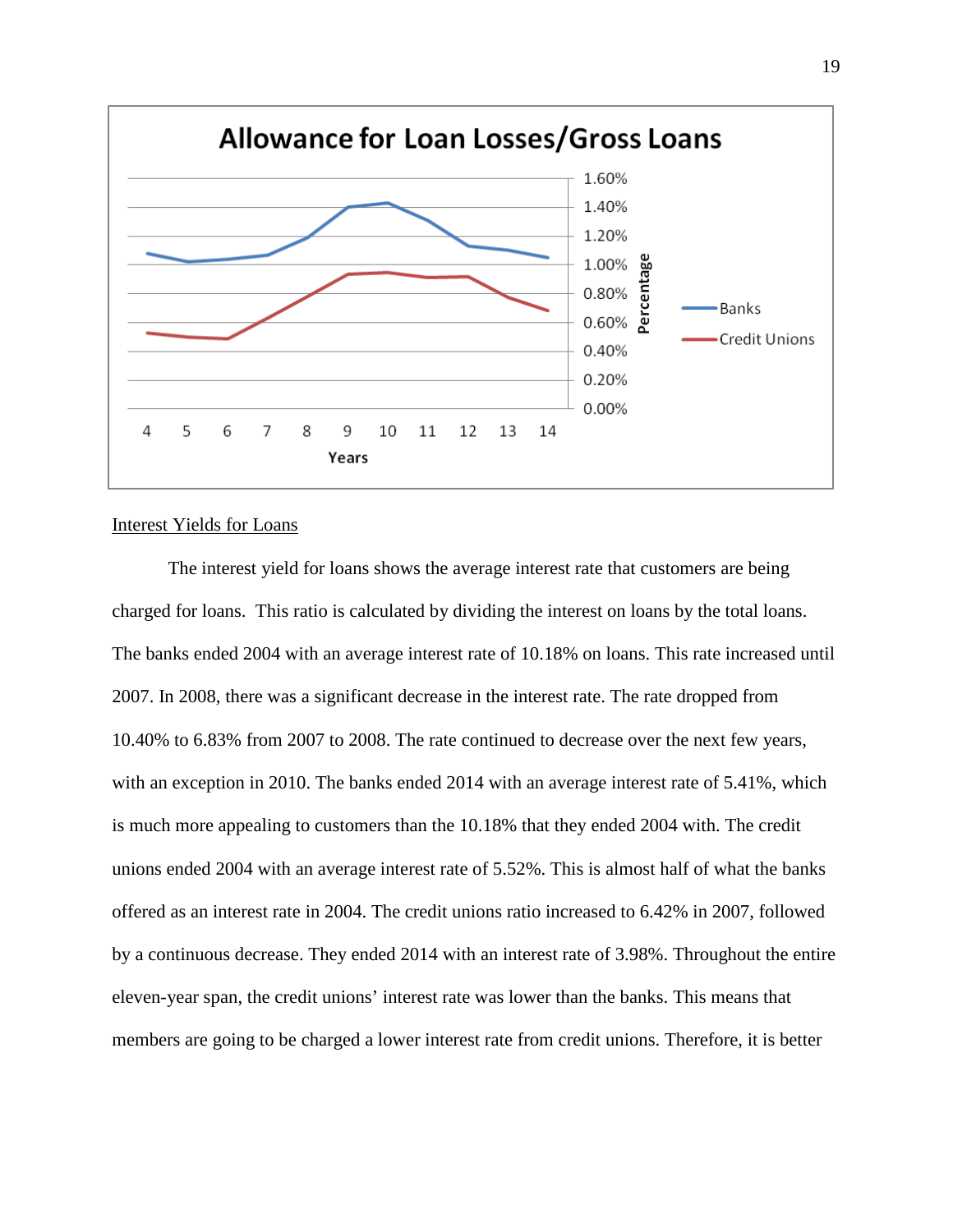Interest Yields for Loans

The interest yield for loans shows the average interest rate that customers are being charged for loans. This ratio is calculated by dividing the interest on loans by the total loans. The banks ended 2004 with an average interest rate of 10.18% on loans. This rate increased until 2007. In 2008, there was a significant decrease in the interest rate. The rate dropped from 10.40% to 6.83% from 2007 to 2008. The rate continued to decrease over the next few years, with an exception in 2010. The banks ended 2014 with an average interest rate of 5.41%, which is much more appealing to customers than the 10.18% that they ended 2004 with. The credit unions ended 2004 with an average interest rate of 5.52%. This is almost half of what the banks offered as an interest rate in 2004. The credit unions ratio increased to 6.42% in 2007, followed by a continuous decrease. They ended 2014 with an interest rate of 3.98%. Throughout the entire eleven-year span, the credit unions' interest rate was lower than the banks. This means that members are going to be charged a lower interest rate from credit unions. Therefore, it is better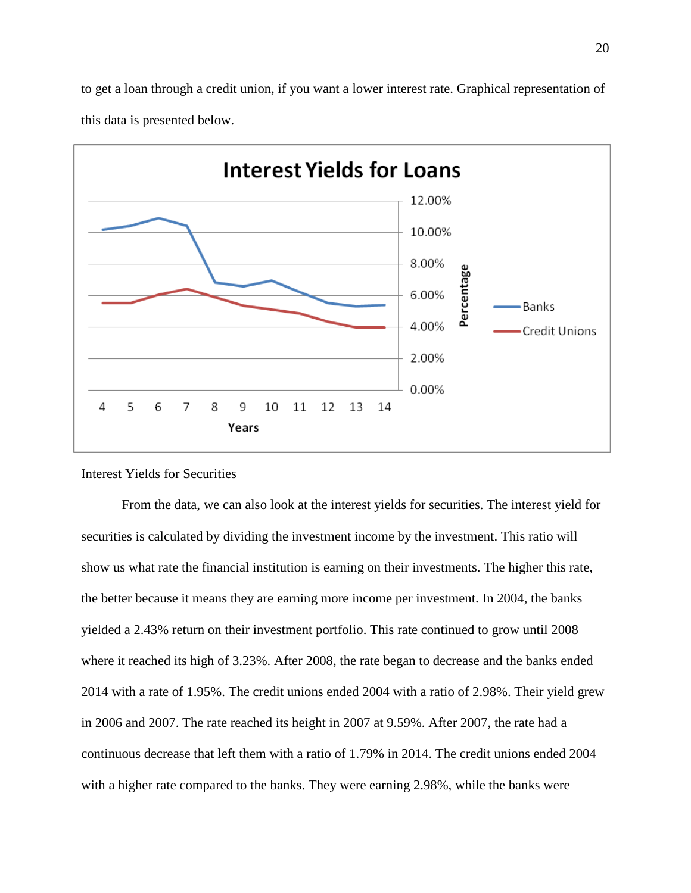to get a loan through a credit union, if you want a lower interest rate. Graphical representation of this data is presented below.

Interest Yields for Securities

From the data, we can also look at the interest yields for securities. The interest yield for securities is calculated by dividing the investment income by the investment. This ratio will show us what rate the financial institution is earning on their investments. The higher this rate, the better because it means they are earning more income per investment. In 2004, the banks yielded a 2.43% return on their investment portfolio. This rate continued to grow until 2008 where it reached its high of 3.23%. After 2008, the rate began to decrease and the banks ended 2014 with a rate of 1.95%. The credit unions ended 2004 with a ratio of 2.98%. Their yield grew in 2006 and 2007. The rate reached its height in 2007 at 9.59%. After 2007, the rate had a continuous decrease that left them with a ratio of 1.79% in 2014. The credit unions ended 2004 with a higher rate compared to the banks. They were earning 2.98%, while the banks were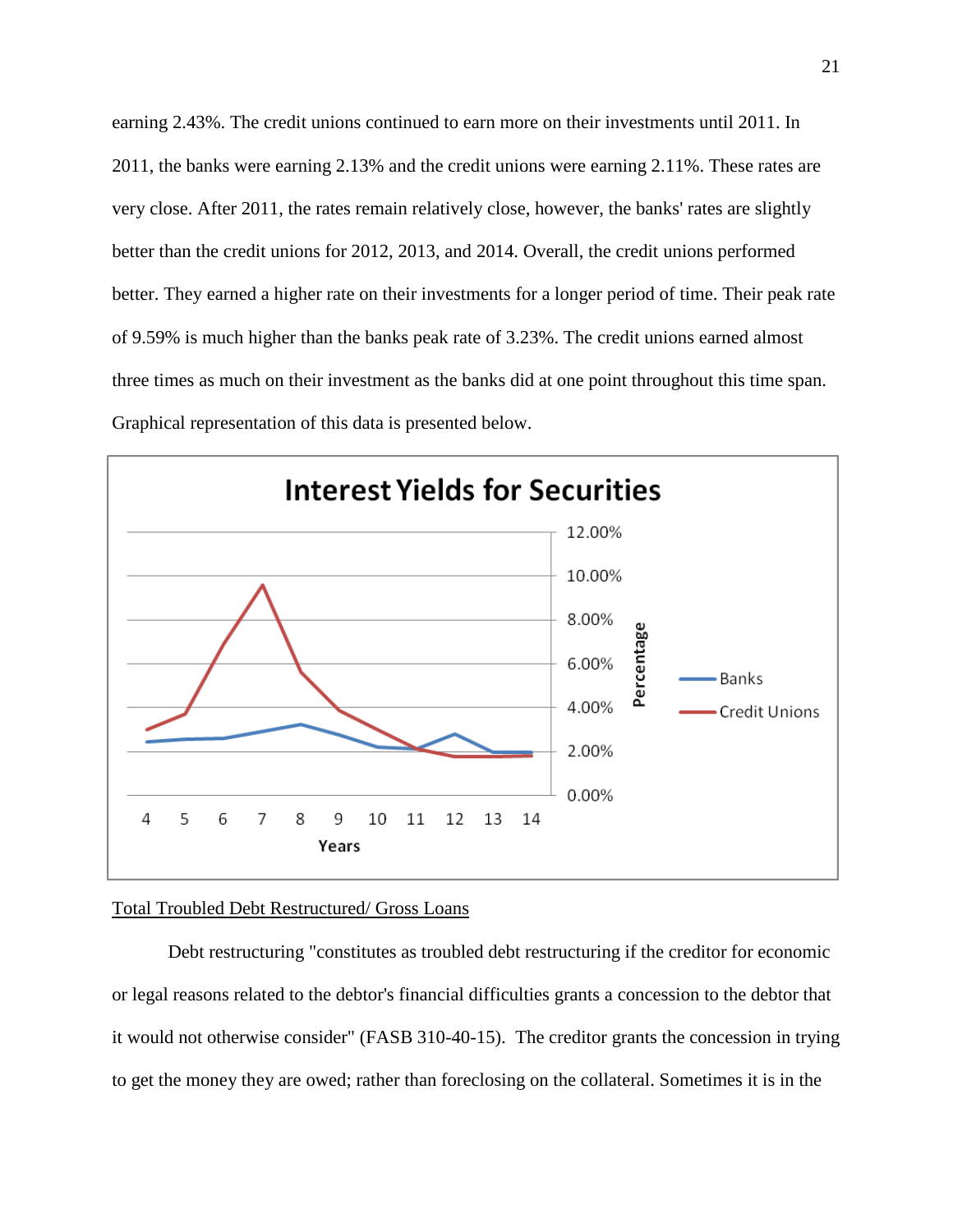earning 2.43%. The credit unions continued to earn more on their investments until 2011. In 2011, the banks were earning 2.13% and the credit unions were earning 2.11%. These rates are very close. After 2011, the rates remain relatively close, however, the banks' rates are slightly better than the credit unions for 2012, 2013, and 2014. Overall, the credit unions performed better. They earned a higher rate on their investments for a longer period of time. Their peak rate of 9.59% is much higher than the banks peak rate of 3.23%. The credit unions earned almost three times as much on their investment as the banks did at one point throughout this time span. Graphical representation of this data is presented below.

Interest Yields for Securities

Total Troubled Debt Restructured/ Gross Loans

Debt restructuring "constitutes as troubled debt restructuring if the creditor for economic or legal reasons related to the debtor's financial difficulties grants a concession to the debtor that it would not otherwise consider" (FASB 310-40-15). The creditor grants the concession in trying to get the money they are owed; rather than foreclosing on the collateral. Sometimes it is in the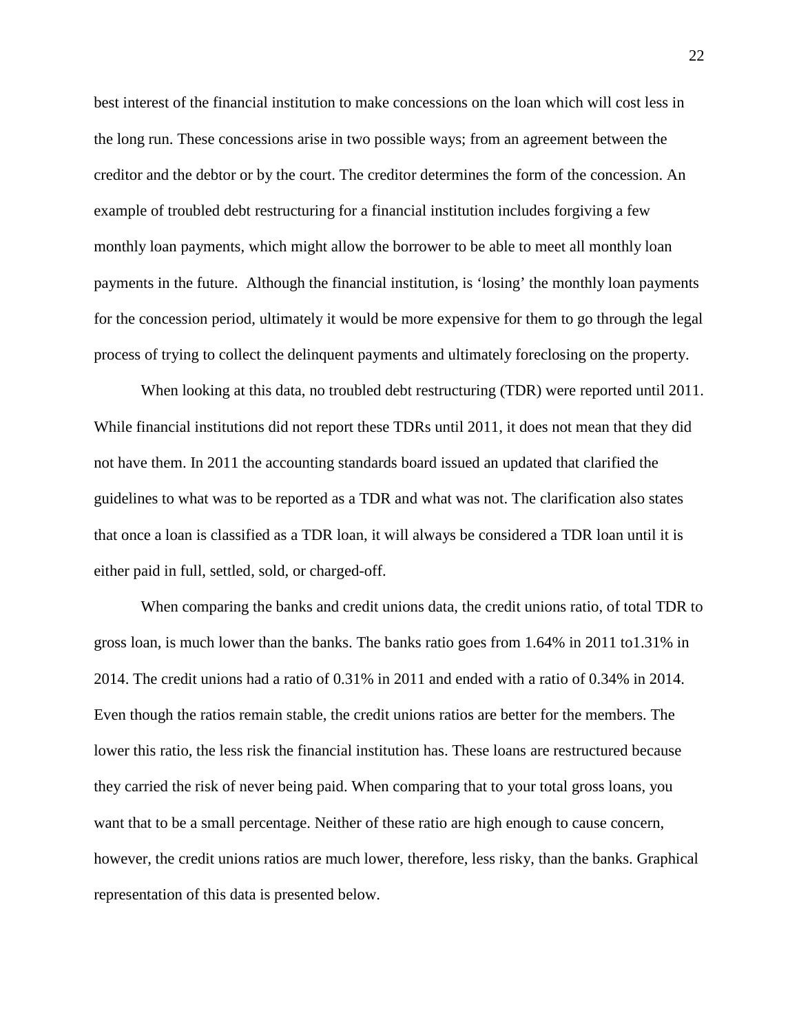best interest of the financial institution to make concessions on the loan which will cost less in the long run. These concessions arise in two possible ways; from an agreement between the creditor and the debtor or by the court. The creditor determines the form of the concession. An example of troubled debt restructuring for a financial institution includes forgiving a few monthly loan payments, which might allow the borrower to be able to meet all monthly loan payments in the future. Although the financial institution, is 'losing' the monthly loan payments for the concession period, ultimately it would be more expensive for them to go through the legal process of trying to collect the delinquent payments and ultimately foreclosing on the property.

When looking at this data, no troubled debt restructuring (TDR) were reported until 2011. While financial institutions did not report these TDRs until 2011, it does not mean that they did not have them. In 2011 the accounting standards board issued an updated that clarified the guidelines to what was to be reported as a TDR and what was not. The clarification also states that once a loan is classified as a TDR loan, it will always be considered a TDR loan until it is either paid in full, settled, sold, or charged-off.

When comparing the banks and credit unions data, the credit unions ratio, of total TDR to gross loan, is much lower than the banks. The banks ratio goes from 1.64% in 2011 to1.31% in 2014. The credit unions had a ratio of 0.31% in 2011 and ended with a ratio of 0.34% in 2014. Even though the ratios remain stable, the credit unions ratios are better for the members. The lower this ratio, the less risk the financial institution has. These loans are restructured because they carried the risk of never being paid. When comparing that to your total gross loans, you want that to be a small percentage. Neither of these ratio are high enough to cause concern, however, the credit unions ratios are much lower, therefore, less risky, than the banks. Graphical representation of this data is presented below.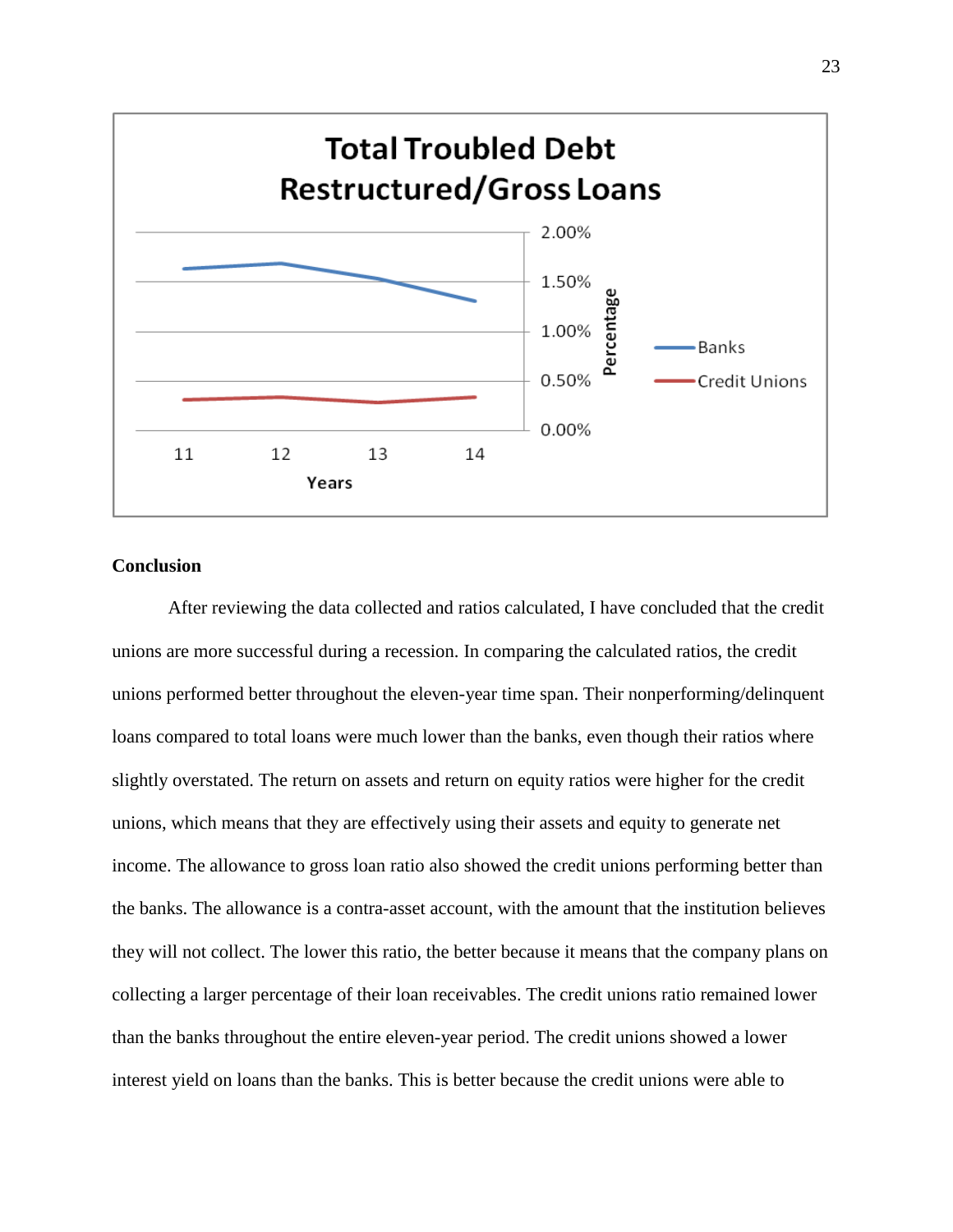**Conclusion**

After reviewing the data collected and ratios calculated, I have concluded that the credit unions are more successful during a recession. In comparing the calculated ratios, the credit unions performed better throughout the eleven-year time span. Their nonperforming/delinquent loans compared to total loans were much lower than the banks, even though their ratios where slightly overstated. The return on assets and return on equity ratios were higher for the credit unions, which means that they are effectively using their assets and equity to generate net income. The allowance to gross loan ratio also showed the credit unions performing better than the banks. The allowance is a contra-asset account, with the amount that the institution believes they will not collect. The lower this ratio, the better because it means that the company plans on collecting a larger percentage of their loan receivables. The credit unions ratio remained lower than the banks throughout the entire eleven-year period. The credit unions showed a lower interest yield on loans than the banks. This is better because the credit unions were able to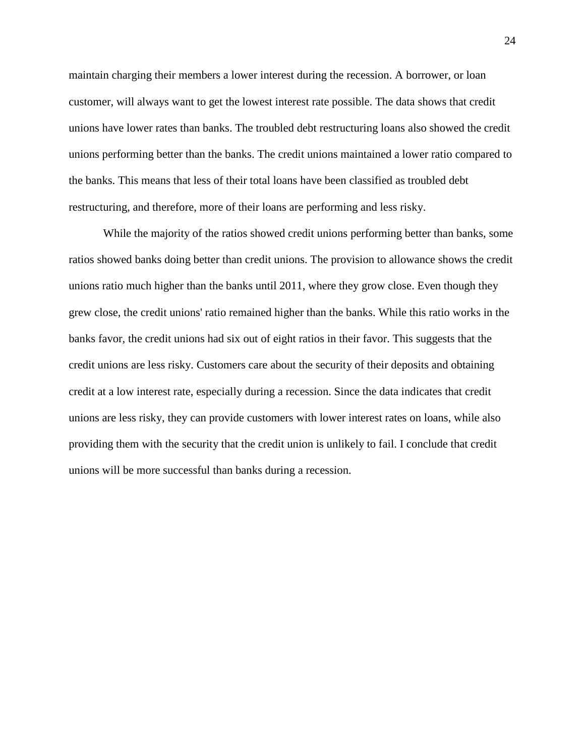maintain charging their members a lower interest during the recession. A borrower, or loan customer, will always want to get the lowest interest rate possible. The data shows that credit unions have lower rates than banks. The troubled debt restructuring loans also showed the credit unions performing better than the banks. The credit unions maintained a lower ratio compared to the banks. This means that less of their total loans have been classified as troubled debt restructuring, and therefore, more of their loans are performing and less risky.

While the majority of the ratios showed credit unions performing better than banks, some ratios showed banks doing better than credit unions. The provision to allowance shows the credit unions ratio much higher than the banks until 2011, where they grow close. Even though they grew close, the credit unions' ratio remained higher than the banks. While this ratio works in the banks favor, the credit unions had six out of eight ratios in their favor. This suggests that the credit unions are less risky. Customers care about the security of their deposits and obtaining credit at a low interest rate, especially during a recession. Since the data indicates that credit unions are less risky, they can provide customers with lower interest rates on loans, while also providing them with the security that the credit union is unlikely to fail. I conclude that credit unions will be more successful than banks during a recession.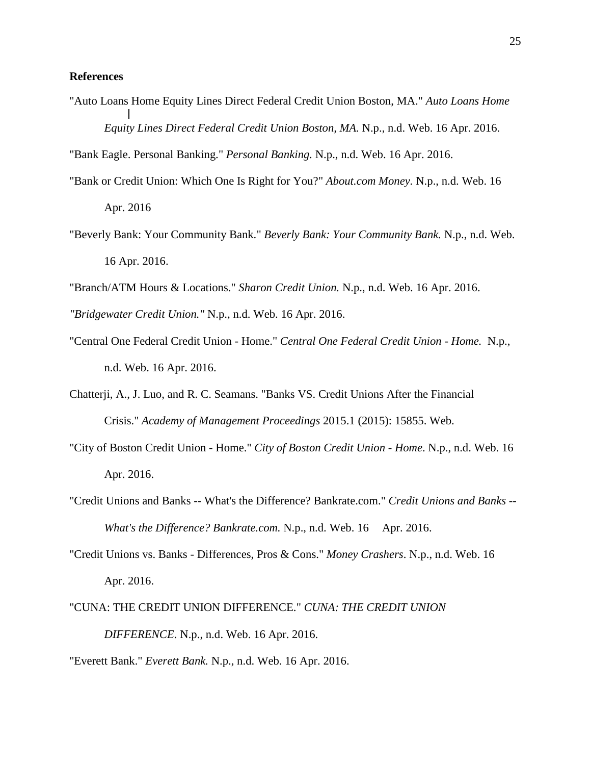**References**

"Auto Loans Home Equity Lines Direct Federal Credit Union Boston, MA." *Auto Loans Home Equity Lines Direct Federal Credit Union Boston, MA.* N.p., n.d. Web. 16 Apr. 2016.

"Bank Eagle. Personal Banking." *Personal Banking.* N.p., n.d. Web. 16 Apr. 2016.

"Bank or Credit Union: Which One Is Right for You?" *About.com Money.* N.p., n.d. Web. 16 Apr. 2016

"Beverly Bank: Your Community Bank." *Beverly Bank: Your Community Bank.* N.p., n.d. Web. 16 Apr. 2016.

"Branch/ATM Hours & Locations." *Sharon Credit Union.* N.p., n.d. Web. 16 Apr. 2016.

*"Bridgewater Credit Union."* N.p., n.d. Web. 16 Apr. 2016.

"Central One Federal Credit Union - Home." *Central One Federal Credit Union - Home.* N.p., n.d. Web. 16 Apr. 2016.

Chatterji, A., J. Luo, and R. C. Seamans. "Banks VS. Credit Unions After the Financial Crisis." *Academy of Management Proceedings* 2015.1 (2015): 15855. Web.

"City of Boston Credit Union - Home." *City of Boston Credit Union - Home*. N.p., n.d. Web. 16 Apr. 2016.

"Credit Unions and Banks -- What's the Difference? Bankrate.com." *Credit Unions and Banks -- What's the Difference? Bankrate.com.* N.p., n.d. Web. 16 Apr. 2016.

"Credit Unions vs. Banks - Differences, Pros & Cons." *Money Crashers*. N.p., n.d. Web. 16 Apr. 2016.

"CUNA: THE CREDIT UNION DIFFERENCE." *CUNA: THE CREDIT UNION DIFFERENCE.* N.p., n.d. Web. 16 Apr. 2016.

"Everett Bank." *Everett Bank.* N.p., n.d. Web. 16 Apr. 2016.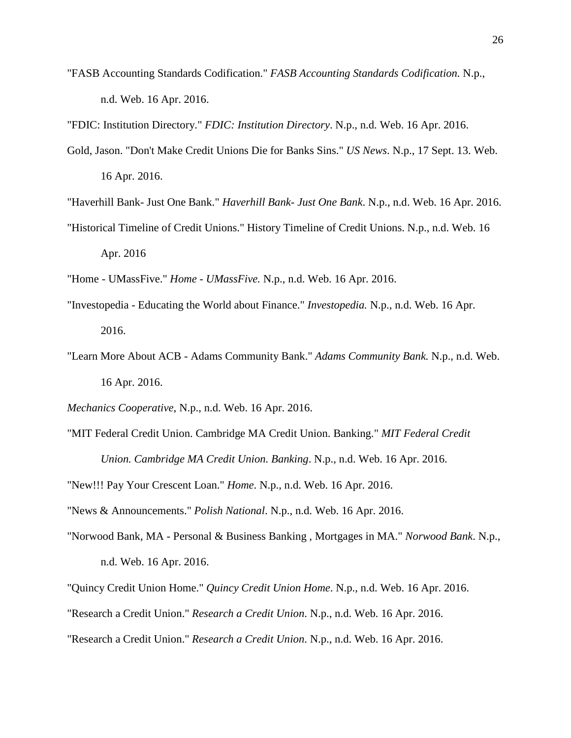"FASB Accounting Standards Codification." *FASB Accounting Standards Codification.* N.p., n.d. Web. 16 Apr. 2016.

"FDIC: Institution Directory." *FDIC: Institution Directory*. N.p., n.d. Web. 16 Apr. 2016.

Gold, Jason. "Don't Make Credit Unions Die for Banks Sins." *US News*. N.p., 17 Sept. 13. Web. 16 Apr. 2016.

"Haverhill Bank- Just One Bank." *Haverhill Bank- Just One Bank*. N.p., n.d. Web. 16 Apr. 2016.

"Historical Timeline of Credit Unions." History Timeline of Credit Unions. N.p., n.d. Web. 16 Apr. 2016

"Home - UMassFive." *Home - UMassFive.* N.p., n.d. Web. 16 Apr. 2016.

"Investopedia - Educating the World about Finance." *Investopedia.* N.p., n.d. Web. 16 Apr. 2016.

"Learn More About ACB - Adams Community Bank." *Adams Community Bank.* N.p., n.d. Web. 16 Apr. 2016.

*Mechanics Cooperative*, N.p., n.d. Web. 16 Apr. 2016.

"MIT Federal Credit Union. Cambridge MA Credit Union. Banking." *MIT Federal Credit Union. Cambridge MA Credit Union. Banking*. N.p., n.d. Web. 16 Apr. 2016.

"New!!! Pay Your Crescent Loan." *Home*. N.p., n.d. Web. 16 Apr. 2016.

"News & Announcements." *Polish National*. N.p., n.d. Web. 16 Apr. 2016.

"Norwood Bank, MA - Personal & Business Banking , Mortgages in MA." *Norwood Bank*. N.p., n.d. Web. 16 Apr. 2016.

"Quincy Credit Union Home." *Quincy Credit Union Home*. N.p., n.d. Web. 16 Apr. 2016.

"Research a Credit Union." *Research a Credit Union*. N.p., n.d. Web. 16 Apr. 2016.

"Research a Credit Union." *Research a Credit Union*. N.p., n.d. Web. 16 Apr. 2016.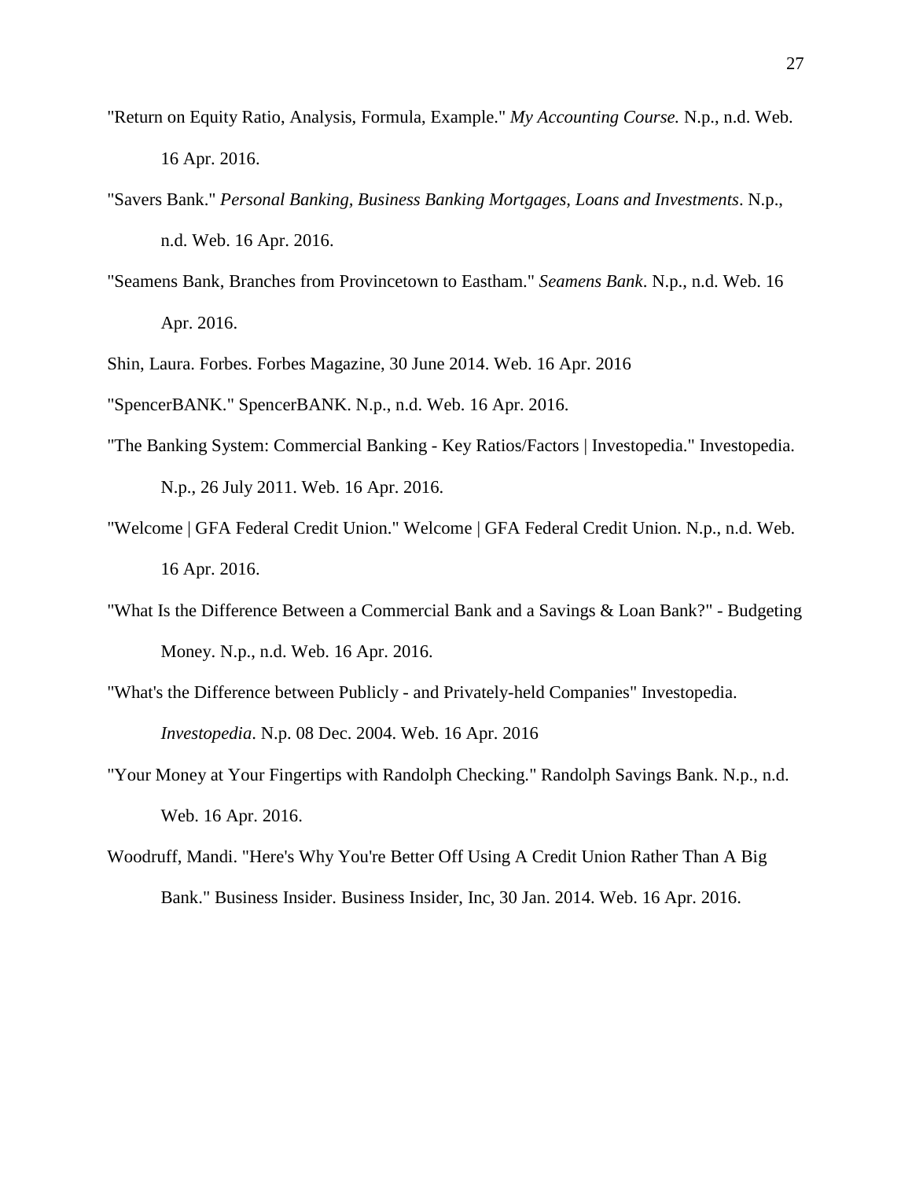"Return on Equity Ratio, Analysis, Formula, Example." *My Accounting Course.* N.p., n.d. Web. 16 Apr. 2016.

"Savers Bank." *Personal Banking, Business Banking Mortgages, Loans and Investments*. N.p., n.d. Web. 16 Apr. 2016.

"Seamens Bank, Branches from Provincetown to Eastham." *Seamens Bank*. N.p., n.d. Web. 16 Apr. 2016.

Shin, Laura. Forbes. Forbes Magazine, 30 June 2014. Web. 16 Apr. 2016

"SpencerBANK." SpencerBANK. N.p., n.d. Web. 16 Apr. 2016.

"The Banking System: Commercial Banking - Key Ratios/Factors | Investopedia." Investopedia. N.p., 26 July 2011. Web. 16 Apr. 2016.

"Welcome | GFA Federal Credit Union." Welcome | GFA Federal Credit Union. N.p., n.d. Web. 16 Apr. 2016.

"What Is the Difference Between a Commercial Bank and a Savings & Loan Bank?" - Budgeting Money. N.p., n.d. Web. 16 Apr. 2016.

"What's the Difference between Publicly - and Privately-held Companies" Investopedia. *Investopedia*. N.p. 08 Dec. 2004. Web. 16 Apr. 2016

"Your Money at Your Fingertips with Randolph Checking." Randolph Savings Bank. N.p., n.d. Web. 16 Apr. 2016.

Woodruff, Mandi. "Here's Why You're Better Off Using A Credit Union Rather Than A Big Bank." Business Insider. Business Insider, Inc, 30 Jan. 2014. Web. 16 Apr. 2016.